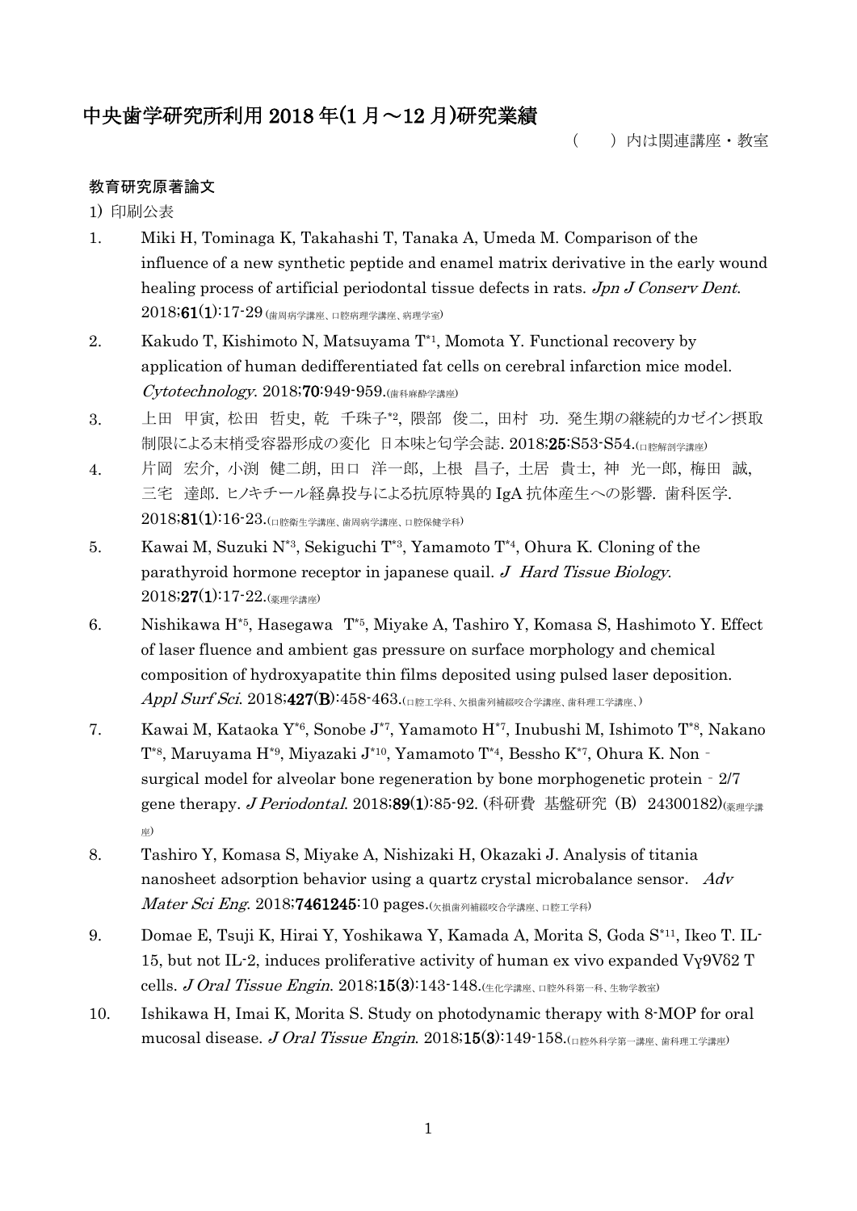# 中央歯学研究所利用 2018 年(1 月～12 月)研究業績

（　）内は関連講座・教室

**教育研究原著論文**

1) 印刷公表

1. Miki H, Tominaga K, Takahashi T, Tanaka A, Umeda M. Comparison of the influence of a new synthetic peptide and enamel matrix derivative in the early wound healing process of artificial periodontal tissue defects in rats. *Jpn J Conserv Dent*. 2018;**61(1)**:17-29 (歯周病学講座、口腔病理学講座、病理学室)

2. Kakudo T, Kishimoto N, Matsuyama T[*1], Momota Y. Functional recovery by application of human dedifferentiated fat cells on cerebral infarction mice model. *Cytotechnology*. 2018;**70**:949-959.(歯科麻酔学講座)

3. 上田　甲寅, 松田　哲史, 乾　千珠子[*2], 隈部　俊二, 田村　功. 発生期の継続的カゼイン摂取制限による末梢受容器形成の変化　日本味と匂学会誌. 2018;**25**:S53-S54.(口腔解剖学講座)

4. 片岡　宏介, 小渕　健二朗, 田口　洋一郎, 上根　昌子, 土居　貴士, 神　光一郎, 梅田　誠, 三宅　達郎. ヒノキチール経鼻投与による抗原特異的 IgA 抗体産生への影響. 歯科医学. 2018;**81(1)**:16-23.(口腔衛生学講座、歯周病学講座、口腔保健学科)

5. Kawai M, Suzuki N[*3], Sekiguchi T[*3], Yamamoto T[*4], Ohura K. Cloning of the parathyroid hormone receptor in japanese quail. *J Hard Tissue Biology*. 2018;**27(1)**:17-22.(薬理学講座)

6. Nishikawa H[*5], Hasegawa　T[*5], Miyake A, Tashiro Y, Komasa S, Hashimoto Y. Effect of laser fluence and ambient gas pressure on surface morphology and chemical composition of hydroxyapatite thin films deposited using pulsed laser deposition. *Appl Surf Sci*. 2018;**427(B)**:458-463.(口腔工学科、欠損歯列補綴咬合学講座、歯科理工学講座、)

7. Kawai M, Kataoka Y[*6], Sonobe J[*7], Yamamoto H[*7], Inubushi M, Ishimoto T[*8], Nakano T[*8], Maruyama H[*9], Miyazaki J[*10], Yamamoto T[*4], Bessho K[*7], Ohura K. Non‐surgical model for alveolar bone regeneration by bone morphogenetic protein‐2/7 gene therapy. *J Periodontal*. 2018;**89(1)**:85-92. (科研費　基盤研究 (B) 24300182)(薬理学講座)

8. Tashiro Y, Komasa S, Miyake A, Nishizaki H, Okazaki J. Analysis of titania nanosheet adsorption behavior using a quartz crystal microbalance sensor.　*Adv Mater Sci Eng*. 2018;**7461245**:10 pages.(欠損歯列補綴咬合学講座、口腔工学科)

9. Domae E, Tsuji K, Hirai Y, Yoshikawa Y, Kamada A, Morita S, Goda S[*11], Ikeo T. IL-15, but not IL-2, induces proliferative activity of human ex vivo expanded Vγ9Vδ2 T cells. *J Oral Tissue Engin*. 2018;**15(3)**:143-148.(生化学講座、口腔外科第一科、生物学教室)

10. Ishikawa H, Imai K, Morita S. Study on photodynamic therapy with 8-MOP for oral mucosal disease. *J Oral Tissue Engin*. 2018;**15(3)**:149-158.(口腔外科学第一講座、歯科理工学講座)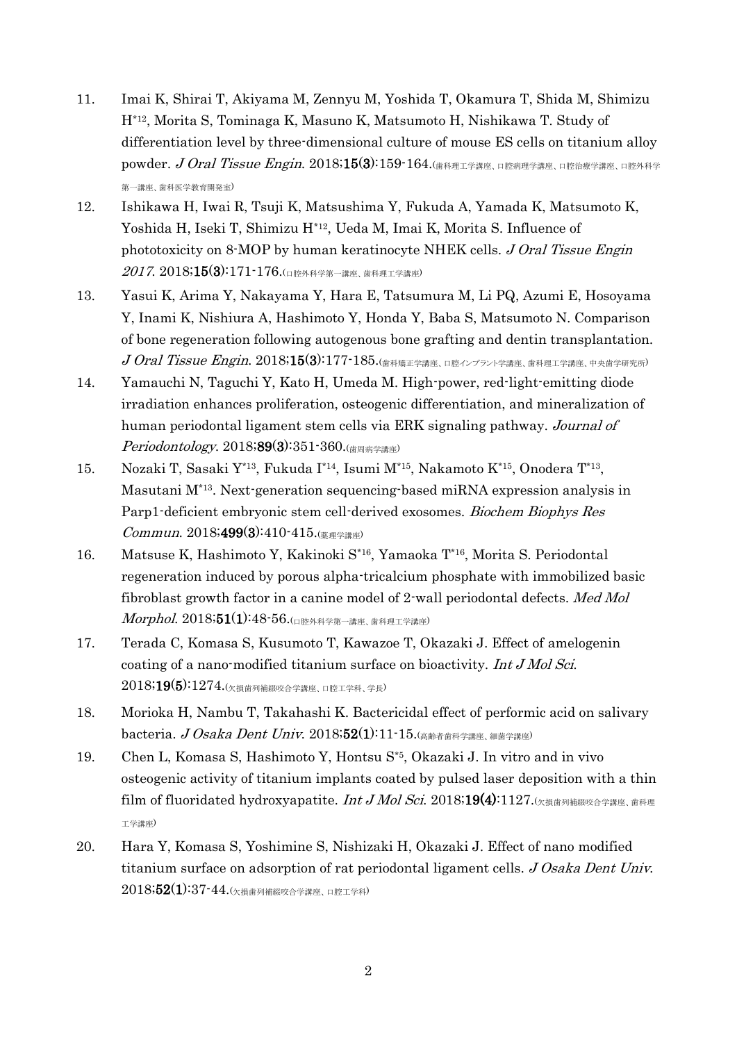11. Imai K, Shirai T, Akiyama M, Zennyu M, Yoshida T, Okamura T, Shida M, Shimizu H*12, Morita S, Tominaga K, Masuno K, Matsumoto H, Nishikawa T. Study of differentiation level by three-dimensional culture of mouse ES cells on titanium alloy powder. *J Oral Tissue Engin*. 2018;**15(3)**:159-164.(歯科理工学講座、口腔病理学講座、口腔治療学講座、口腔外科学第一講座、歯科医学教育開発室)

12. Ishikawa H, Iwai R, Tsuji K, Matsushima Y, Fukuda A, Yamada K, Matsumoto K, Yoshida H, Iseki T, Shimizu H*12, Ueda M, Imai K, Morita S. Influence of phototoxicity on 8-MOP by human keratinocyte NHEK cells. *J Oral Tissue Engin 2017*. 2018;**15(3)**:171-176.(口腔外科学第一講座、歯科理工学講座)

13. Yasui K, Arima Y, Nakayama Y, Hara E, Tatsumura M, Li PQ, Azumi E, Hosoyama Y, Inami K, Nishiura A, Hashimoto Y, Honda Y, Baba S, Matsumoto N. Comparison of bone regeneration following autogenous bone grafting and dentin transplantation. *J Oral Tissue Engin*. 2018;**15(3)**:177-185.(歯科矯正学講座、口腔インプラント学講座、歯科理工学講座、中央歯学研究所)

14. Yamauchi N, Taguchi Y, Kato H, Umeda M. High-power, red-light-emitting diode irradiation enhances proliferation, osteogenic differentiation, and mineralization of human periodontal ligament stem cells via ERK signaling pathway. *Journal of Periodontology*. 2018;**89(3)**:351-360.(歯周病学講座)

15. Nozaki T, Sasaki Y*13, Fukuda I*14, Isumi M*15, Nakamoto K*15, Onodera T*13, Masutani M*13. Next-generation sequencing-based miRNA expression analysis in Parp1-deficient embryonic stem cell-derived exosomes. *Biochem Biophys Res Commun*. 2018;**499(3)**:410-415.(薬理学講座)

16. Matsuse K, Hashimoto Y, Kakinoki S*16, Yamaoka T*16, Morita S. Periodontal regeneration induced by porous alpha-tricalcium phosphate with immobilized basic fibroblast growth factor in a canine model of 2-wall periodontal defects. *Med Mol Morphol*. 2018;**51(1)**:48-56.(口腔外科学第一講座、歯科理工学講座)

17. Terada C, Komasa S, Kusumoto T, Kawazoe T, Okazaki J. Effect of amelogenin coating of a nano-modified titanium surface on bioactivity. *Int J Mol Sci*. 2018;**19(5)**:1274.(欠損歯列補綴咬合学講座、口腔工学科、学長)

18. Morioka H, Nambu T, Takahashi K. Bactericidal effect of performic acid on salivary bacteria. *J Osaka Dent Univ*. 2018;**52(1)**:11-15.(高齢者歯科学講座、細菌学講座)

19. Chen L, Komasa S, Hashimoto Y, Hontsu S*5, Okazaki J. In vitro and in vivo osteogenic activity of titanium implants coated by pulsed laser deposition with a thin film of fluoridated hydroxyapatite. *Int J Mol Sci*. 2018;**19(4)**:1127.(欠損歯列補綴咬合学講座、歯科理工学講座)

20. Hara Y, Komasa S, Yoshimine S, Nishizaki H, Okazaki J. Effect of nano modified titanium surface on adsorption of rat periodontal ligament cells. *J Osaka Dent Univ*. 2018;**52(1)**:37-44.(欠損歯列補綴咬合学講座、口腔工学科)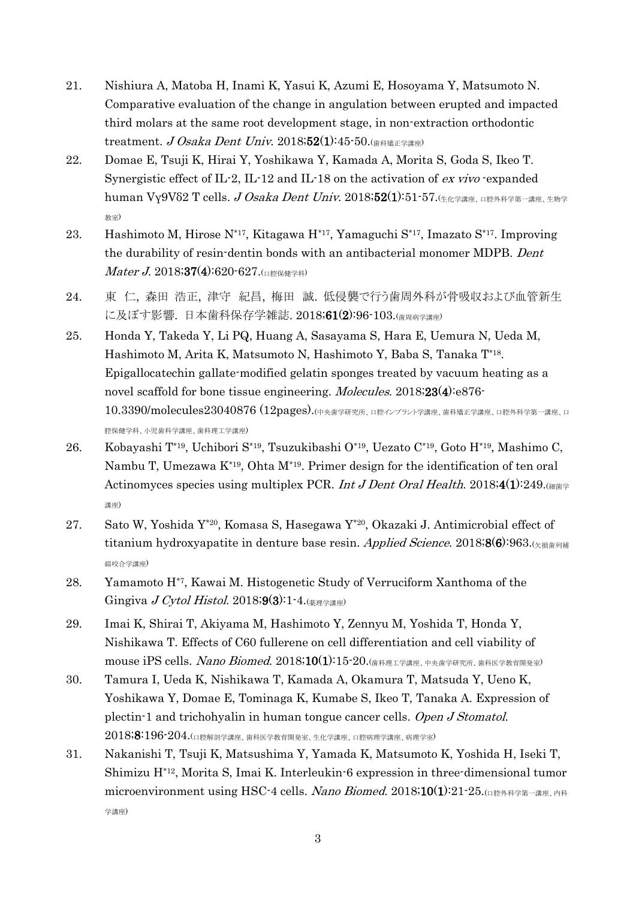21. Nishiura A, Matoba H, Inami K, Yasui K, Azumi E, Hosoyama Y, Matsumoto N. Comparative evaluation of the change in angulation between erupted and impacted third molars at the same root development stage, in non-extraction orthodontic treatment. *J Osaka Dent Univ*. 2018;**52(1)**:45-50.(歯科矯正学講座)
22. Domae E, Tsuji K, Hirai Y, Yoshikawa Y, Kamada A, Morita S, Goda S, Ikeo T. Synergistic effect of IL-2, IL-12 and IL-18 on the activation of *ex vivo* -expanded human Vγ9Vδ2 T cells. *J Osaka Dent Univ*. 2018;**52(1)**:51-57.(生化学講座、口腔外科学第一講座、生物学教室)
23. Hashimoto M, Hirose N[*17], Kitagawa H[*17], Yamaguchi S[*17], Imazato S[*17]. Improving the durability of resin-dentin bonds with an antibacterial monomer MDPB. *Dent Mater J*. 2018;**37(4)**:620-627.(口腔保健学科)
24. 東 仁, 森田 浩正, 津守 紀昌, 梅田 誠. 低侵襲で行う歯周外科が骨吸収および血管新生に及ぼす影響. 日本歯科保存学雑誌. 2018;**61(2)**:96-103.(歯周病学講座)
25. Honda Y, Takeda Y, Li PQ, Huang A, Sasayama S, Hara E, Uemura N, Ueda M, Hashimoto M, Arita K, Matsumoto N, Hashimoto Y, Baba S, Tanaka T[*18]. Epigallocatechin gallate-modified gelatin sponges treated by vacuum heating as a novel scaffold for bone tissue engineering. *Molecules*. 2018;**23(4)**:e876-10.3390/molecules23040876 (12pages).(中央歯学研究所、口腔インプラント学講座、歯科矯正学講座、口腔外科学第一講座、口腔保健学科、小児歯科学講座、歯科理工学講座)
26. Kobayashi T[*19], Uchibori S[*19], Tsuzukibashi O[*19], Uezato C[*19], Goto H[*19], Mashimo C, Nambu T, Umezawa K[*19], Ohta M[*19]. Primer design for the identification of ten oral Actinomyces species using multiplex PCR. *Int J Dent Oral Health*. 2018;**4(1)**:249.(細菌学講座)
27. Sato W, Yoshida Y[*20], Komasa S, Hasegawa Y[*20], Okazaki J. Antimicrobial effect of titanium hydroxyapatite in denture base resin. *Applied Science*. 2018;**8(6)**:963.(欠損歯列補綴咬合学講座)
28. Yamamoto H[*7], Kawai M. Histogenetic Study of Verruciform Xanthoma of the Gingiva *J Cytol Histol*. 2018;**9(3)**:1-4.(薬理学講座)
29. Imai K, Shirai T, Akiyama M, Hashimoto Y, Zennyu M, Yoshida T, Honda Y, Nishikawa T. Effects of C60 fullerene on cell differentiation and cell viability of mouse iPS cells. *Nano Biomed*. 2018;**10(1)**:15-20.(歯科理工学講座、中央歯学研究所、歯科医学教育開発室)
30. Tamura I, Ueda K, Nishikawa T, Kamada A, Okamura T, Matsuda Y, Ueno K, Yoshikawa Y, Domae E, Tominaga K, Kumabe S, Ikeo T, Tanaka A. Expression of plectin-1 and trichohyalin in human tongue cancer cells. *Open J Stomatol*. 2018;**8**:196-204.(口腔解剖学講座、歯科医学教育開発室、生化学講座、口腔病理学講座、病理学室)
31. Nakanishi T, Tsuji K, Matsushima Y, Yamada K, Matsumoto K, Yoshida H, Iseki T, Shimizu H[*12], Morita S, Imai K. Interleukin-6 expression in three-dimensional tumor microenvironment using HSC-4 cells. *Nano Biomed*. 2018;**10(1)**:21-25.(口腔外科学第一講座、内科学講座)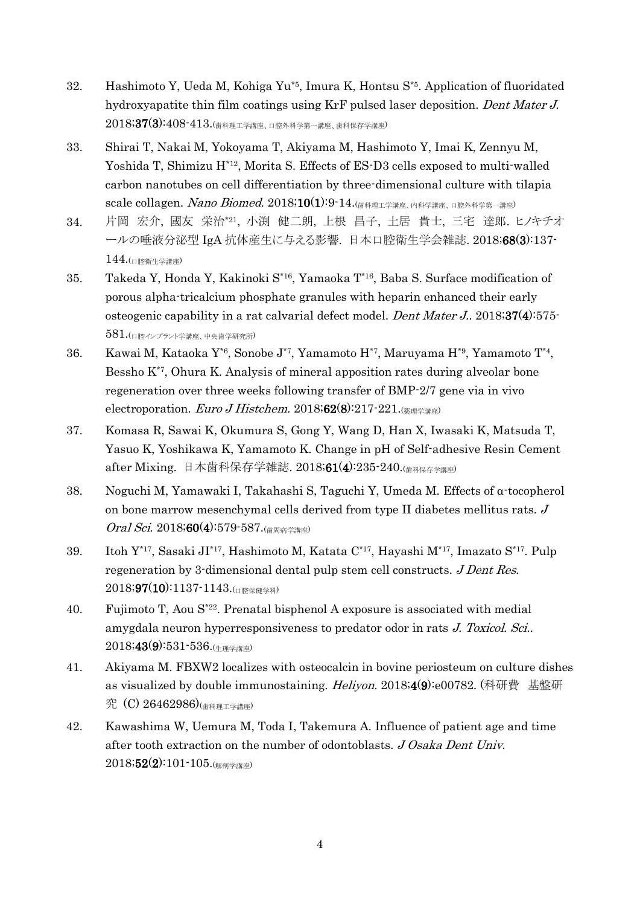32. Hashimoto Y, Ueda M, Kohiga Yu[*5], Imura K, Hontsu S[*5]. Application of fluoridated hydroxyapatite thin film coatings using KrF pulsed laser deposition. *Dent Mater J.* 2018;**37(3)**:408-413.(歯科理工学講座、口腔外科学第一講座、歯科保存学講座)

33. Shirai T, Nakai M, Yokoyama T, Akiyama M, Hashimoto Y, Imai K, Zennyu M, Yoshida T, Shimizu H[*12], Morita S. Effects of ES-D3 cells exposed to multi-walled carbon nanotubes on cell differentiation by three-dimensional culture with tilapia scale collagen. *Nano Biomed.* 2018;**10(1)**:9-14.(歯科理工学講座、内科学講座、口腔外科学第一講座)

34. 片岡 宏介, 國友 栄治[*21], 小渕 健二朗, 上根 昌子, 土居 貴士, 三宅 達郎. ヒノキチオールの唾液分泌型 IgA 抗体産生に与える影響. 日本口腔衛生学会雑誌. 2018;**68(3)**:137-144.(口腔衛生学講座)

35. Takeda Y, Honda Y, Kakinoki S[*16], Yamaoka T[*16], Baba S. Surface modification of porous alpha-tricalcium phosphate granules with heparin enhanced their early osteogenic capability in a rat calvarial defect model. *Dent Mater J.*. 2018;**37(4)**:575-581.(口腔インプラント学講座、中央歯学研究所)

36. Kawai M, Kataoka Y[*6], Sonobe J[*7], Yamamoto H[*7], Maruyama H[*9], Yamamoto T[*4], Bessho K[*7], Ohura K. Analysis of mineral apposition rates during alveolar bone regeneration over three weeks following transfer of BMP-2/7 gene via in vivo electroporation. *Euro J Histchem.* 2018;**62(8)**:217-221.(薬理学講座)

37. Komasa R, Sawai K, Okumura S, Gong Y, Wang D, Han X, Iwasaki K, Matsuda T, Yasuo K, Yoshikawa K, Yamamoto K. Change in pH of Self-adhesive Resin Cement after Mixing. 日本歯科保存学雑誌. 2018;**61(4)**:235-240.(歯科保存学講座)

38. Noguchi M, Yamawaki I, Takahashi S, Taguchi Y, Umeda M. Effects of α-tocopherol on bone marrow mesenchymal cells derived from type II diabetes mellitus rats. *J Oral Sci.* 2018;**60(4)**:579-587.(歯周病学講座)

39. Itoh Y[*17], Sasaki JI[*17], Hashimoto M, Katata C[*17], Hayashi M[*17], Imazato S[*17]. Pulp regeneration by 3-dimensional dental pulp stem cell constructs. *J Dent Res.* 2018;**97(10)**:1137-1143.(口腔保健学科)

40. Fujimoto T, Aou S[*22]. Prenatal bisphenol A exposure is associated with medial amygdala neuron hyperresponsiveness to predator odor in rats *J. Toxicol. Sci.*. 2018;**43(9)**:531-536.(生理学講座)

41. Akiyama M. FBXW2 localizes with osteocalcin in bovine periosteum on culture dishes as visualized by double immunostaining. *Heliyon.* 2018;**4(9)**:e00782. (科研費 基盤研究 (C) 26462986)(歯科理工学講座)

42. Kawashima W, Uemura M, Toda I, Takemura A. Influence of patient age and time after tooth extraction on the number of odontoblasts. *J Osaka Dent Univ.* 2018;**52(2)**:101-105.(解剖学講座)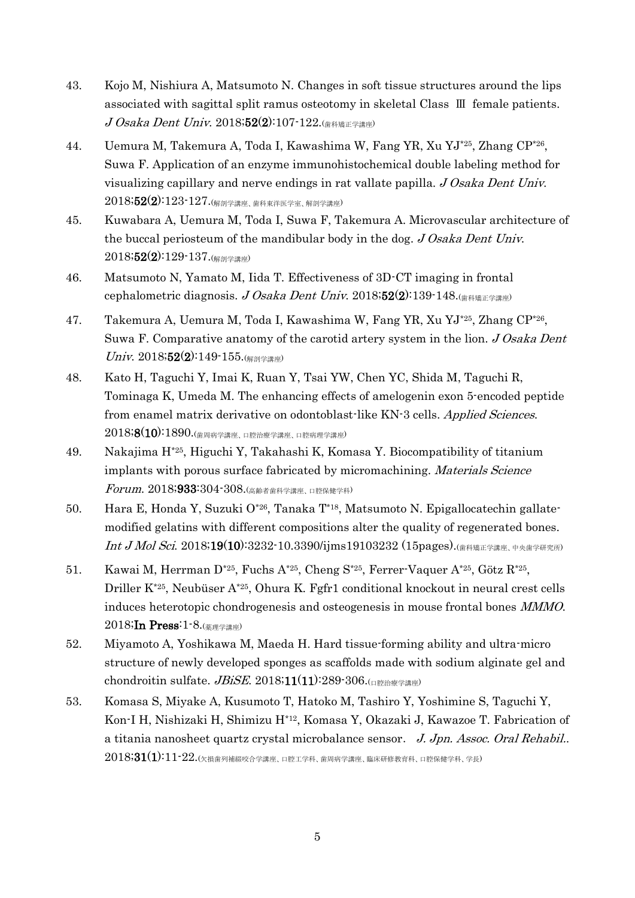43. Kojo M, Nishiura A, Matsumoto N. Changes in soft tissue structures around the lips associated with sagittal split ramus osteotomy in skeletal Class Ⅲ female patients. *J Osaka Dent Univ.* 2018;**52(2)**:107-122.(歯科矯正学講座)

44. Uemura M, Takemura A, Toda I, Kawashima W, Fang YR, Xu YJ[*25], Zhang CP[*26], Suwa F. Application of an enzyme immunohistochemical double labeling method for visualizing capillary and nerve endings in rat vallate papilla. *J Osaka Dent Univ.* 2018;**52(2)**:123-127.(解剖学講座、歯科東洋医学室、解剖学講座)

45. Kuwabara A, Uemura M, Toda I, Suwa F, Takemura A. Microvascular architecture of the buccal periosteum of the mandibular body in the dog. *J Osaka Dent Univ.* 2018;**52(2)**:129-137.(解剖学講座)

46. Matsumoto N, Yamato M, Iida T. Effectiveness of 3D-CT imaging in frontal cephalometric diagnosis. *J Osaka Dent Univ.* 2018;**52(2)**:139-148.(歯科矯正学講座)

47. Takemura A, Uemura M, Toda I, Kawashima W, Fang YR, Xu YJ[*25], Zhang CP[*26], Suwa F. Comparative anatomy of the carotid artery system in the lion. *J Osaka Dent Univ.* 2018;**52(2)**:149-155.(解剖学講座)

48. Kato H, Taguchi Y, Imai K, Ruan Y, Tsai YW, Chen YC, Shida M, Taguchi R, Tominaga K, Umeda M. The enhancing effects of amelogenin exon 5-encoded peptide from enamel matrix derivative on odontoblast-like KN-3 cells. *Applied Sciences.* 2018;**8(10)**:1890.(歯周病学講座、口腔治療学講座、口腔病理学講座)

49. Nakajima H[*25], Higuchi Y, Takahashi K, Komasa Y. Biocompatibility of titanium implants with porous surface fabricated by micromachining. *Materials Science Forum.* 2018;**933**:304-308.(高齢者歯科学講座、口腔保健学科)

50. Hara E, Honda Y, Suzuki O[*26], Tanaka T[*18], Matsumoto N. Epigallocatechin gallate-modified gelatins with different compositions alter the quality of regenerated bones. *Int J Mol Sci.* 2018;**19(10)**:3232-10.3390/ijms19103232 (15pages).(歯科矯正学講座、中央歯学研究所)

51. Kawai M, Herrman D[*25], Fuchs A[*25], Cheng S[*25], Ferrer-Vaquer A[*25], Götz R[*25], Driller K[*25], Neubüser A[*25], Ohura K. Fgfr1 conditional knockout in neural crest cells induces heterotopic chondrogenesis and osteogenesis in mouse frontal bones *MMMO.* 2018;**In Press**:1-8.(薬理学講座)

52. Miyamoto A, Yoshikawa M, Maeda H. Hard tissue-forming ability and ultra-micro structure of newly developed sponges as scaffolds made with sodium alginate gel and chondroitin sulfate. *JBiSE.* 2018;**11(11)**:289-306.(口腔治療学講座)

53. Komasa S, Miyake A, Kusumoto T, Hatoko M, Tashiro Y, Yoshimine S, Taguchi Y, Kon-I H, Nishizaki H, Shimizu H[*12], Komasa Y, Okazaki J, Kawazoe T. Fabrication of a titania nanosheet quartz crystal microbalance sensor. *J. Jpn. Assoc. Oral Rehabil..* 2018;**31(1)**:11-22.(欠損歯列補綴咬合学講座、口腔工学科、歯周病学講座、臨床研修教育科、口腔保健学科、学長)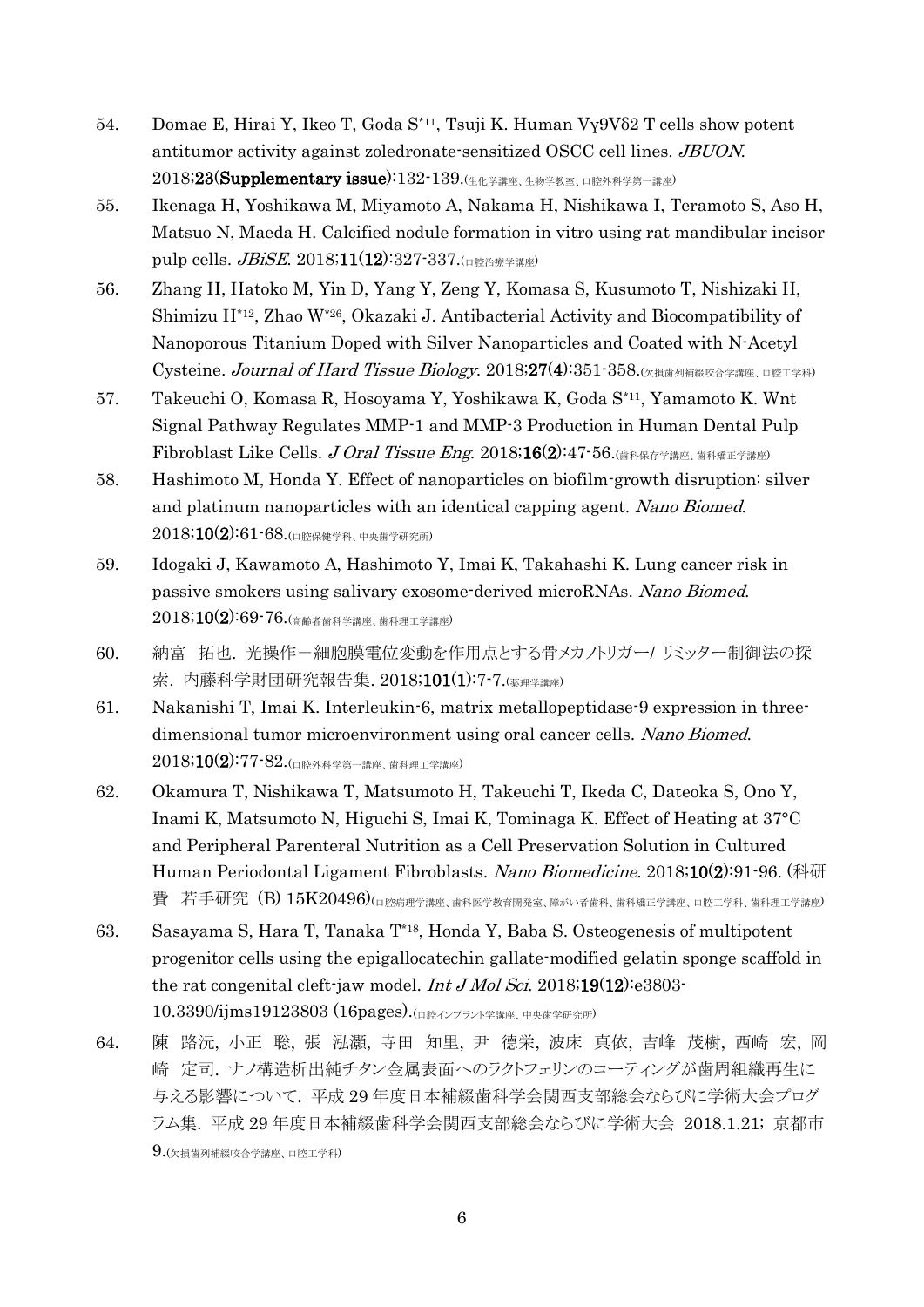54. Domae E, Hirai Y, Ikeo T, Goda S[*11], Tsuji K. Human Vγ9Vδ2 T cells show potent antitumor activity against zoledronate-sensitized OSCC cell lines. *JBUON*. 2018;**23(Supplementary issue)**:132-139.(生化学講座、生物学教室、口腔外科学第一講座)

55. Ikenaga H, Yoshikawa M, Miyamoto A, Nakama H, Nishikawa I, Teramoto S, Aso H, Matsuo N, Maeda H. Calcified nodule formation in vitro using rat mandibular incisor pulp cells. *JBiSE*. 2018;**11(12)**:327-337.(口腔治療学講座)

56. Zhang H, Hatoko M, Yin D, Yang Y, Zeng Y, Komasa S, Kusumoto T, Nishizaki H, Shimizu H[*12], Zhao W[*26], Okazaki J. Antibacterial Activity and Biocompatibility of Nanoporous Titanium Doped with Silver Nanoparticles and Coated with N-Acetyl Cysteine. *Journal of Hard Tissue Biology*. 2018;**27(4)**:351-358.(欠損歯列補綴咬合学講座、口腔工学科)

57. Takeuchi O, Komasa R, Hosoyama Y, Yoshikawa K, Goda S[*11], Yamamoto K. Wnt Signal Pathway Regulates MMP-1 and MMP-3 Production in Human Dental Pulp Fibroblast Like Cells. *J Oral Tissue Eng*. 2018;**16(2)**:47-56.(歯科保存学講座、歯科矯正学講座)

58. Hashimoto M, Honda Y. Effect of nanoparticles on biofilm-growth disruption: silver and platinum nanoparticles with an identical capping agent. *Nano Biomed*. 2018;**10(2)**:61-68.(口腔保健学科、中央歯学研究所)

59. Idogaki J, Kawamoto A, Hashimoto Y, Imai K, Takahashi K. Lung cancer risk in passive smokers using salivary exosome-derived microRNAs. *Nano Biomed*. 2018;**10(2)**:69-76.(高齢者歯科学講座、歯科理工学講座)

60. 納富　拓也. 光操作－細胞膜電位変動を作用点とする骨メカノトリガー/ リミッター制御法の探索. 内藤科学財団研究報告集. 2018;**101(1)**:7-7.(薬理学講座)

61. Nakanishi T, Imai K. Interleukin-6, matrix metallopeptidase-9 expression in three-dimensional tumor microenvironment using oral cancer cells. *Nano Biomed*. 2018;**10(2)**:77-82.(口腔外科学第一講座、歯科理工学講座)

62. Okamura T, Nishikawa T, Matsumoto H, Takeuchi T, Ikeda C, Dateoka S, Ono Y, Inami K, Matsumoto N, Higuchi S, Imai K, Tominaga K. Effect of Heating at 37°C and Peripheral Parenteral Nutrition as a Cell Preservation Solution in Cultured Human Periodontal Ligament Fibroblasts. *Nano Biomedicine*. 2018;**10(2)**:91-96. (科研費　若手研究 (B) 15K20496)(口腔病理学講座、歯科医学教育開発室、障がい者歯科、歯科矯正学講座、口腔工学科、歯科理工学講座)

63. Sasayama S, Hara T, Tanaka T[*18], Honda Y, Baba S. Osteogenesis of multipotent progenitor cells using the epigallocatechin gallate-modified gelatin sponge scaffold in the rat congenital cleft-jaw model. *Int J Mol Sci*. 2018;**19(12)**:e3803-10.3390/ijms19123803 (16pages).(口腔インプラント学講座、中央歯学研究所)

64. 陳　路沅, 小正　聡, 張　泓灝, 寺田　知里, 尹　德栄, 波床　真依, 吉峰　茂樹, 西崎　宏, 岡崎　定司. ナノ構造析出純チタン金属表面へのラクトフェリンのコーティングが歯周組織再生に与える影響について. 平成 29 年度日本補綴歯科学会関西支部総会ならびに学術大会プログラム集. 平成 29 年度日本補綴歯科学会関西支部総会ならびに学術大会　2018.1.21; 京都市 9.(欠損歯列補綴咬合学講座、口腔工学科)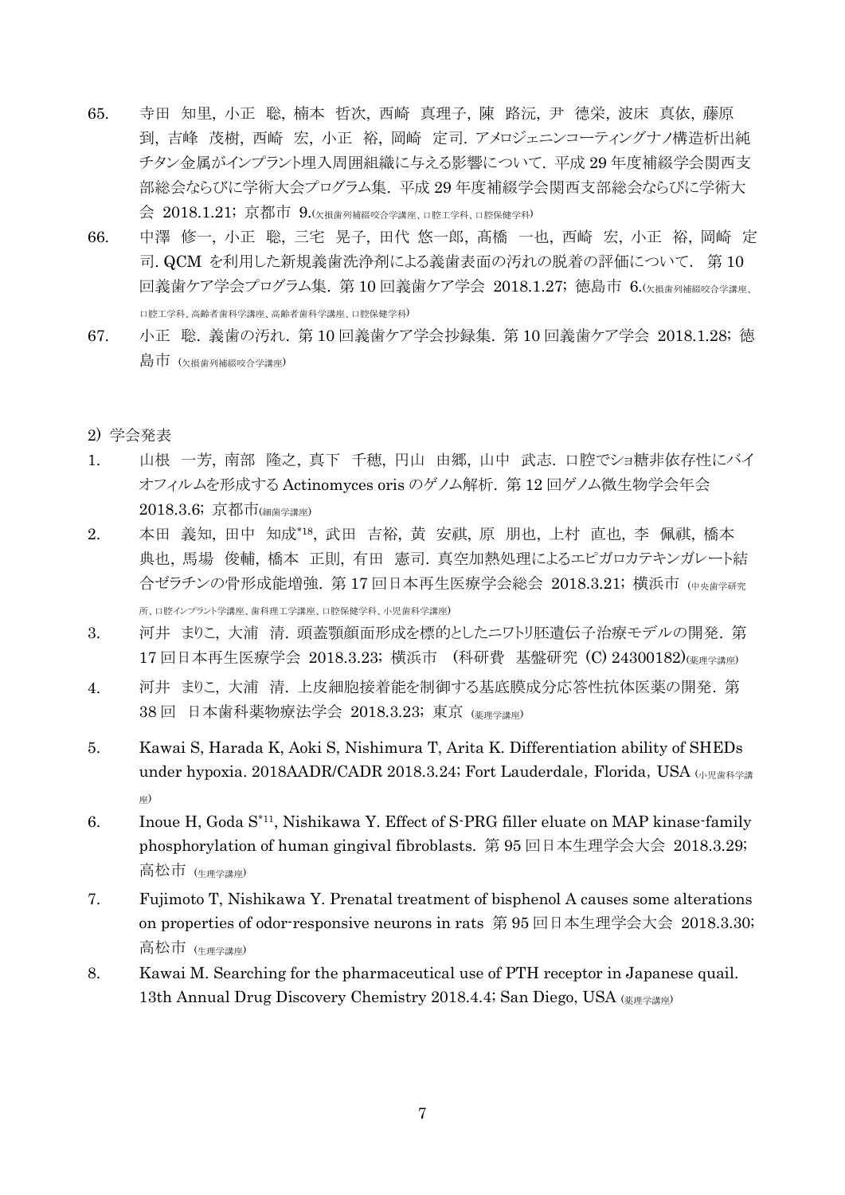65. 寺田 知里, 小正 聡, 楠本 哲次, 西崎 真理子, 陳 路沅, 尹 德栄, 波床 真依, 藤原 到, 吉峰 茂樹, 西崎 宏, 小正 裕, 岡崎 定司. アメロジェニンコーティングナノ構造析出純チタン金属がインプラント埋入周囲組織に与える影響について. 平成 29 年度補綴学会関西支部総会ならびに学術大会プログラム集. 平成 29 年度補綴学会関西支部総会ならびに学術大会 2018.1.21; 京都市 9.(欠損歯列補綴咬合学講座、口腔工学科、口腔保健学科)

66. 中澤 修一, 小正 聡, 三宅 晃子, 田代 悠一郎, 髙橋 一也, 西崎 宏, 小正 裕, 岡崎 定司. QCM を利用した新規義歯洗浄剤による義歯表面の汚れの脱着の評価について. 第 10 回義歯ケア学会プログラム集. 第 10 回義歯ケア学会 2018.1.27; 徳島市 6.(欠損歯列補綴咬合学講座、口腔工学科、高齢者歯科学講座、高齢者歯科学講座、口腔保健学科)

67. 小正 聡. 義歯の汚れ. 第 10 回義歯ケア学会抄録集. 第 10 回義歯ケア学会 2018.1.28; 徳島市 (欠損歯列補綴咬合学講座)

2) 学会発表

1. 山根 一芳, 南部 隆之, 真下 千穂, 円山 由郷, 山中 武志. 口腔でショ糖非依存性にバイオフィルムを形成する Actinomyces oris のゲノム解析. 第 12 回ゲノム微生物学会年会 2018.3.6; 京都市(細菌学講座)

2. 本田 義知, 田中 知成[*18], 武田 吉裕, 黄 安祺, 原 朋也, 上村 直也, 李 佩祺, 橋本 典也, 馬場 俊輔, 橋本 正則, 有田 憲司. 真空加熱処理によるエピガロカテキンガレート結合ゼラチンの骨形成能増強. 第 17 回日本再生医療学会総会 2018.3.21; 横浜市 (中央歯学研究所、口腔インプラント学講座、歯科理工学講座、口腔保健学科、小児歯科学講座)

3. 河井 まりこ, 大浦 清. 頭蓋顎顔面形成を標的としたニワトリ胚遺伝子治療モデルの開発. 第 17 回日本再生医療学会 2018.3.23; 横浜市 (科研費 基盤研究 (C) 24300182)(薬理学講座)

4. 河井 まりこ, 大浦 清. 上皮細胞接着能を制御する基底膜成分応答性抗体医薬の開発. 第 38 回 日本歯科薬物療法学会 2018.3.23; 東京 (薬理学講座)

5. Kawai S, Harada K, Aoki S, Nishimura T, Arita K. Differentiation ability of SHEDs under hypoxia. 2018AADR/CADR 2018.3.24; Fort Lauderdale, Florida, USA (小児歯科学講座)

6. Inoue H, Goda S[*11], Nishikawa Y. Effect of S-PRG filler eluate on MAP kinase-family phosphorylation of human gingival fibroblasts. 第 95 回日本生理学会大会 2018.3.29; 高松市 (生理学講座)

7. Fujimoto T, Nishikawa Y. Prenatal treatment of bisphenol A causes some alterations on properties of odor-responsive neurons in rats 第 95 回日本生理学会大会 2018.3.30; 高松市 (生理学講座)

8. Kawai M. Searching for the pharmaceutical use of PTH receptor in Japanese quail. 13th Annual Drug Discovery Chemistry 2018.4.4; San Diego, USA (薬理学講座)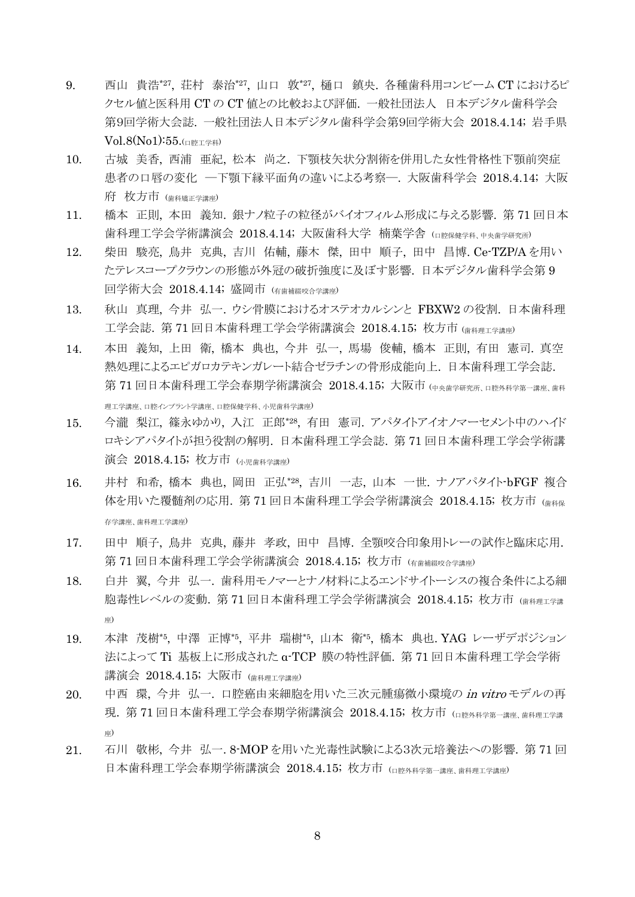9. 西山 貴浩[27], 荘村 泰治[27], 山口 敦[27], 樋口 鎮央. 各種歯科用コンビーム CT におけるピクセル値と医科用 CT の CT 値との比較および評価. 一般社団法人 日本デジタル歯科学会第9回学術大会誌. 一般社団法人日本デジタル歯科学会第9回学術大会 2018.4.14; 岩手県 Vol.8(No1):55.(口腔工学科)
10. 古城 美香, 西浦 亜紀, 松本 尚之. 下顎枝矢状分割術を併用した女性骨格性下顎前突症患者の口唇の変化 ―下顎下縁平面角の違いによる考察―. 大阪歯科学会 2018.4.14; 大阪府 枚方市 (歯科矯正学講座)
11. 橋本 正則, 本田 義知. 銀ナノ粒子の粒径がバイオフィルム形成に与える影響. 第 71 回日本歯科理工学会学術講演会 2018.4.14; 大阪歯科大学 楠葉学舎 (口腔保健学科、中央歯学研究所)
12. 柴田 駿亮, 鳥井 克典, 吉川 佑輔, 藤木 傑, 田中 順子, 田中 昌博. Ce-TZP/A を用いたテレスコープクラウンの形態が外冠の破折強度に及ぼす影響. 日本デジタル歯科学会第 9 回学術大会 2018.4.14; 盛岡市 (有歯補綴咬合学講座)
13. 秋山 真理, 今井 弘一. ウシ骨膜におけるオステオカルシンと FBXW2 の役割. 日本歯科理工学会誌. 第 71 回日本歯科理工学会学術講演会 2018.4.15; 枚方市 (歯科理工学講座)
14. 本田 義知, 上田 衛, 橋本 典也, 今井 弘一, 馬場 俊輔, 橋本 正則, 有田 憲司. 真空熱処理によるエピガロカテキンガレート結合ゼラチンの骨形成能向上. 日本歯科理工学会誌. 第 71 回日本歯科理工学会春期学術講演会 2018.4.15; 大阪市 (中央歯学研究所、口腔外科学第一講座、歯科理工学講座、口腔インプラント学講座、口腔保健学科、小児歯科学講座)
15. 今瀧 梨江, 篠永ゆかり, 入江 正郎[28], 有田 憲司. アパタイトアイオノマーセメント中のハイドロキシアパタイトが担う役割の解明. 日本歯科理工学会誌. 第 71 回日本歯科理工学会学術講演会 2018.4.15; 枚方市 (小児歯科学講座)
16. 井村 和希, 橋本 典也, 岡田 正弘[28], 吉川 一志, 山本 一世. ナノアパタイト-bFGF 複合体を用いた覆髄剤の応用. 第 71 回日本歯科理工学会学術講演会 2018.4.15; 枚方市 (歯科保存学講座、歯科理工学講座)
17. 田中 順子, 鳥井 克典, 藤井 孝政, 田中 昌博. 全顎咬合印象用トレーの試作と臨床応用. 第 71 回日本歯科理工学会学術講演会 2018.4.15; 枚方市 (有歯補綴咬合学講座)
18. 白井 翼, 今井 弘一. 歯科用モノマーとナノ材料によるエンドサイトーシスの複合条件による細胞毒性レベルの変動. 第 71 回日本歯科理工学会学術講演会 2018.4.15; 枚方市 (歯科理工学講座)
19. 本津 茂樹[5], 中澤 正博[5], 平井 瑞樹[5], 山本 衛[5], 橋本 典也. YAG レーザデポジション法によって Ti 基板上に形成された α-TCP 膜の特性評価. 第 71 回日本歯科理工学会学術講演会 2018.4.15; 大阪市 (歯科理工学講座)
20. 中西 環, 今井 弘一. 口腔癌由来細胞を用いた三次元腫瘍微小環境の *in vitro* モデルの再現. 第 71 回日本歯科理工学会春期学術講演会 2018.4.15; 枚方市 (口腔外科学第一講座、歯科理工学講座)
21. 石川 敬彬, 今井 弘一. 8-MOP を用いた光毒性試験による3次元培養法への影響. 第 71 回日本歯科理工学会春期学術講演会 2018.4.15; 枚方市 (口腔外科学第一講座、歯科理工学講座)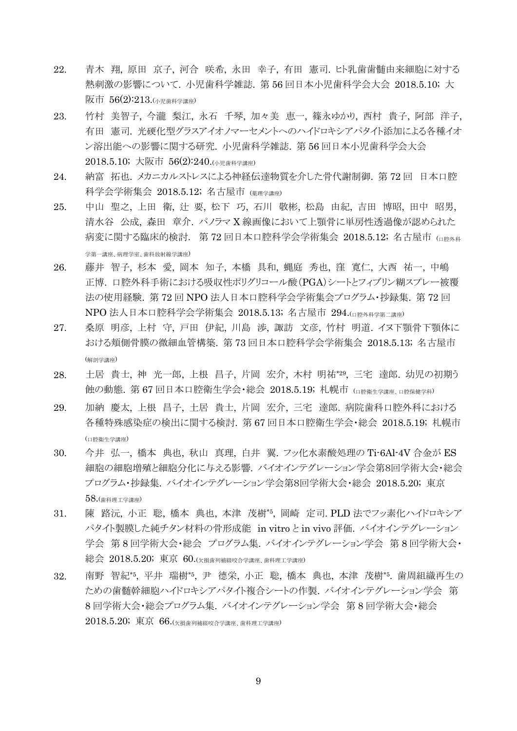22. 青木 翔, 原田 京子, 河合 咲希, 永田 幸子, 有田 憲司. ヒト乳歯歯髄由来細胞に対する熱刺激の影響について. 小児歯科学雑誌. 第 56 回日本小児歯科学会大会 2018.5.10; 大阪市 56(2):213.(小児歯科学講座)

23. 竹村 美智子, 今瀧 梨江, 永石 千琴, 加々美 恵一, 篠永ゆかり, 西村 貴子, 阿部 洋子, 有田 憲司. 光硬化型グラスアイオノマーセメントへのハイドロキシアパタイト添加による各種イオン溶出能への影響に関する研究. 小児歯科学雑誌. 第 56 回日本小児歯科学会大会 2018.5.10; 大阪市 56(2):240.(小児歯科学講座)

24. 納富 拓也. メカニカルストレスによる神経伝達物質を介した骨代謝制御. 第 72 回 日本口腔科学会学術集会 2018.5.12; 名古屋市 (薬理学講座)

25. 中山 聖之, 上田 衛, 辻 要, 松下 巧, 石川 敬彬, 松島 由紀, 吉田 博昭, 田中 昭男, 清水谷 公成, 森田 章介. パノラマ X 線画像において上顎骨に単房性透過像が認められた病変に関する臨床的検討. 第 72 回日本口腔科学会学術集会 2018.5.12; 名古屋市 (口腔外科学第一講座、病理学室、歯科放射線学講座)

26. 藤井 智子, 杉本 愛, 岡本 知子, 本橋 具和, 蝿庭 秀也, 窪 寛仁, 大西 祐一, 中嶋 正博. 口腔外科手術における吸収性ポリグリコール酸(PGA)シートとフィブリン糊スプレー被覆法の使用経験. 第 72 回 NPO 法人日本口腔科学会学術集会プログラム・抄録集. 第 72 回 NPO 法人日本口腔科学会学術集会 2018.5.13; 名古屋市 294.(口腔外科学第二講座)

27. 桑原 明彦, 上村 守, 戸田 伊紀, 川島 渉, 諏訪 文彦, 竹村 明道. イヌ下顎骨下顎体における頬側骨膜の微細血管構築. 第 73 回日本口腔科学会学術集会 2018.5.13; 名古屋市 (解剖学講座)

28. 土居 貴士, 神 光一郎, 上根 昌子, 片岡 宏介, 木村 明祐*29, 三宅 達郎. 幼児の初期う蝕の動態. 第 67 回日本口腔衛生学会・総会 2018.5.19; 札幌市 (口腔衛生学講座、口腔保健学科)

29. 加納 慶太, 上根 昌子, 土居 貴士, 片岡 宏介, 三宅 達郎. 病院歯科口腔外科における各種特殊感染症の検出に関する検討. 第 67 回日本口腔衛生学会・総会 2018.5.19; 札幌市 (口腔衛生学講座)

30. 今井 弘一, 橋本 典也, 秋山 真理, 白井 翼. フッ化水素酸処理の Ti-6Al-4V 合金が ES 細胞の細胞増殖と細胞分化に与える影響. バイオインテグレーション学会第8回学術大会・総会プログラム・抄録集. バイオインテグレーション学会第8回学術大会・総会 2018.5.20; 東京 58.(歯科理工学講座)

31. 陳 路沅, 小正 聡, 橋本 典也, 本津 茂樹*5, 岡崎 定司. PLD 法でフッ素化ハイドロキシアパタイト製膜した純チタン材料の骨形成能 in vitro と in vivo 評価. バイオインテグレーション学会 第 8 回学術大会・総会 プログラム集. バイオインテグレーション学会 第 8 回学術大会・総会 2018.5.20; 東京 60.(欠損歯列補綴咬合学講座、歯科理工学講座)

32. 南野 智紀*5, 平井 瑞樹*5, 尹 徳栄, 小正 聡, 橋本 典也, 本津 茂樹*5. 歯周組織再生のための歯髄幹細胞ハイドロキシアパタイト複合シートの作製. バイオインテグレーション学会 第 8 回学術大会・総会プログラム集. バイオインテグレーション学会 第 8 回学術大会・総会 2018.5.20; 東京 66.(欠損歯列補綴咬合学講座、歯科理工学講座)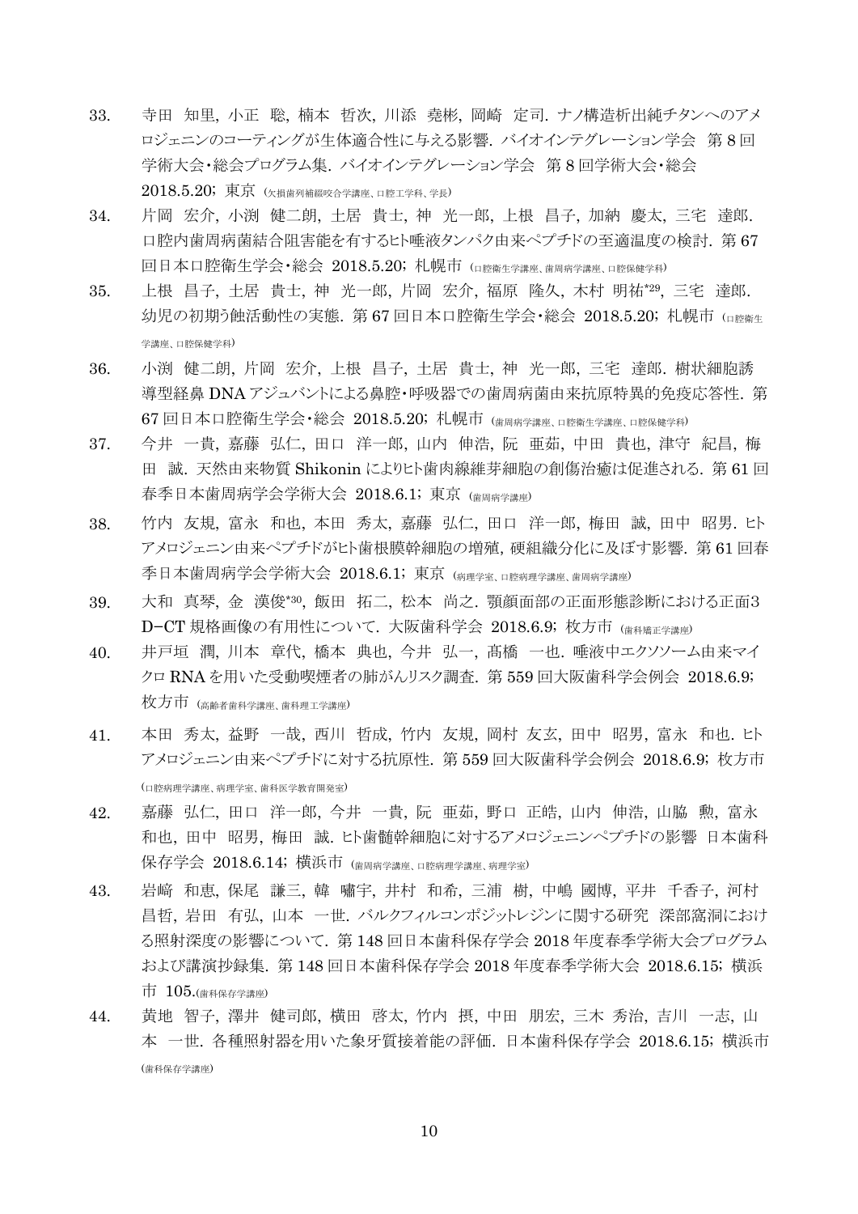33. 寺田 知里, 小正 聡, 楠本 哲次, 川添 堯彬, 岡崎 定司. ナノ構造析出純チタンへのアメロジェニンのコーティングが生体適合性に与える影響. バイオインテグレーション学会 第 8 回学術大会・総会プログラム集. バイオインテグレーション学会 第 8 回学術大会・総会 2018.5.20; 東京 (欠損歯列補綴咬合学講座、口腔工学科、学長)

34. 片岡 宏介, 小渕 健二朗, 土居 貴士, 神 光一郎, 上根 昌子, 加納 慶太, 三宅 達郎. 口腔内歯周病菌結合阻害能を有するヒト唾液タンパク由来ペプチドの至適温度の検討. 第 67 回日本口腔衛生学会・総会 2018.5.20; 札幌市 (口腔衛生学講座、歯周病学講座、口腔保健学科)

35. 上根 昌子, 土居 貴士, 神 光一郎, 片岡 宏介, 福原 隆久, 木村 明祐[29], 三宅 達郎. 幼児の初期う蝕活動性の実態. 第 67 回日本口腔衛生学会・総会 2018.5.20; 札幌市 (口腔衛生学講座、口腔保健学科)

36. 小渕 健二朗, 片岡 宏介, 上根 昌子, 土居 貴士, 神 光一郎, 三宅 達郎. 樹状細胞誘導型経鼻 DNA アジュバントによる鼻腔・呼吸器での歯周病菌由来抗原特異的免疫応答性. 第 67 回日本口腔衛生学会・総会 2018.5.20; 札幌市 (歯周病学講座、口腔衛生学講座、口腔保健学科)

37. 今井 一貴, 嘉藤 弘仁, 田口 洋一郎, 山内 伸浩, 阮 亜茹, 中田 貴也, 津守 紀昌, 梅田 誠. 天然由来物質 Shikonin によりヒト歯肉線維芽細胞の創傷治癒は促進される. 第 61 回春季日本歯周病学会学術大会 2018.6.1; 東京 (歯周病学講座)

38. 竹内 友規, 富永 和也, 本田 秀太, 嘉藤 弘仁, 田口 洋一郎, 梅田 誠, 田中 昭男. ヒトアメロジェニン由来ペプチドがヒト歯根膜幹細胞の増殖, 硬組織分化に及ぼす影響. 第 61 回春季日本歯周病学会学術大会 2018.6.1; 東京 (病理学室、口腔病理学講座、歯周病学講座)

39. 大和 真琴, 金 漢俊[30], 飯田 拓二, 松本 尚之. 顎顔面部の正面形態診断における正面3D−CT 規格画像の有用性について. 大阪歯科学会 2018.6.9; 枚方市 (歯科矯正学講座)

40. 井戸垣 潤, 川本 章代, 橋本 典也, 今井 弘一, 髙橋 一也. 唾液中エクソソーム由来マイクロ RNA を用いた受動喫煙者の肺がんリスク調査. 第 559 回大阪歯科学会例会 2018.6.9; 枚方市 (高齢者歯科学講座、歯科理工学講座)

41. 本田 秀太, 益野 一哉, 西川 哲成, 竹内 友規, 岡村 友玄, 田中 昭男, 富永 和也. ヒトアメロジェニン由来ペプチドに対する抗原性. 第 559 回大阪歯科学会例会 2018.6.9; 枚方市 (口腔病理学講座、病理学室、歯科医学教育開発室)

42. 嘉藤 弘仁, 田口 洋一郎, 今井 一貴, 阮 亜茹, 野口 正皓, 山内 伸浩, 山脇 勲, 富永 和也, 田中 昭男, 梅田 誠. ヒト歯髄幹細胞に対するアメロジェニンペプチドの影響 日本歯科保存学会 2018.6.14; 横浜市 (歯周病学講座、口腔病理学講座、病理学室)

43. 岩﨑 和恵, 保尾 謙三, 韓 嘯宇, 井村 和希, 三浦 樹, 中嶋 國博, 平井 千香子, 河村 昌哲, 岩田 有弘, 山本 一世. バルクフィルコンポジットレジンに関する研究 深部窩洞における照射深度の影響について. 第 148 回日本歯科保存学会 2018 年度春季学術大会プログラムおよび講演抄録集. 第 148 回日本歯科保存学会 2018 年度春季学術大会 2018.6.15; 横浜市 105.(歯科保存学講座)

44. 黄地 智子, 澤井 健司郎, 横田 啓太, 竹内 摂, 中田 朋宏, 三木 秀治, 吉川 一志, 山本 一世. 各種照射器を用いた象牙質接着能の評価. 日本歯科保存学会 2018.6.15; 横浜市 (歯科保存学講座)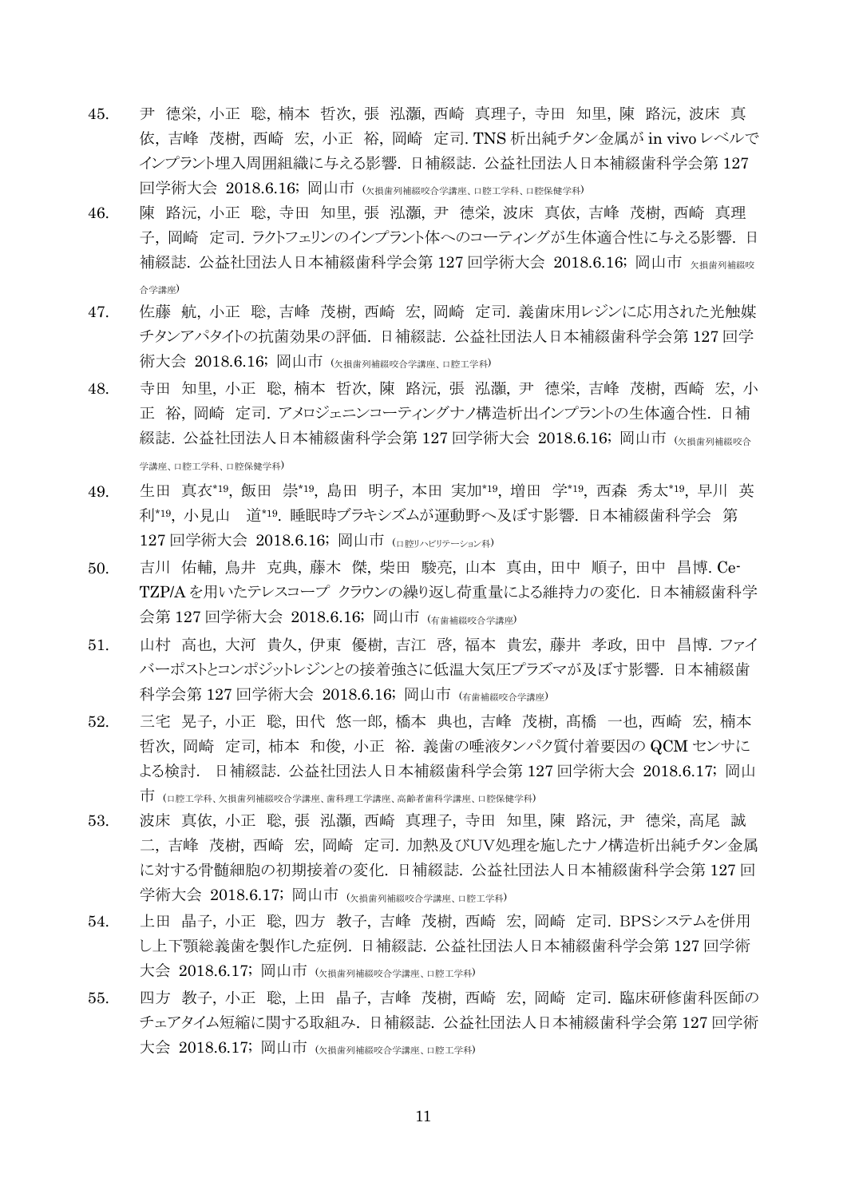45. 尹　徳栄, 小正　聡, 楠本　哲次, 張　泓灝, 西崎　真理子, 寺田　知里, 陳　路沅, 波床　真依, 吉峰　茂樹, 西崎　宏, 小正　裕, 岡崎　定司. TNS 析出純チタン金属が in vivo レベルでインプラント埋入周囲組織に与える影響. 日補綴誌. 公益社団法人日本補綴歯科学会第 127 回学術大会　2018.6.16; 岡山市 (欠損歯列補綴咬合学講座、口腔工学科、口腔保健学科)

46. 陳　路沅, 小正　聡, 寺田　知里, 張　泓灝, 尹　徳栄, 波床　真依, 吉峰　茂樹, 西崎　真理子, 岡崎　定司. ラクトフェリンのインプラント体へのコーティングが生体適合性に与える影響. 日補綴誌. 公益社団法人日本補綴歯科学会第 127 回学術大会　2018.6.16; 岡山市 (欠損歯列補綴咬合学講座)

47. 佐藤　航, 小正　聡, 吉峰　茂樹, 西崎　宏, 岡崎　定司. 義歯床用レジンに応用された光触媒チタンアパタイトの抗菌効果の評価. 日補綴誌. 公益社団法人日本補綴歯科学会第 127 回学術大会　2018.6.16; 岡山市 (欠損歯列補綴咬合学講座、口腔工学科)

48. 寺田　知里, 小正　聡, 楠本　哲次, 陳　路沅, 張　泓灝, 尹　徳栄, 吉峰　茂樹, 西崎　宏, 小正　裕, 岡崎　定司. アメロジェニンコーティングナノ構造析出インプラントの生体適合性. 日補綴誌. 公益社団法人日本補綴歯科学会第 127 回学術大会　2018.6.16; 岡山市 (欠損歯列補綴咬合学講座、口腔工学科、口腔保健学科)

49. 生田　真衣*19, 飯田　崇*19, 島田　明子, 本田　実加*19, 増田　学*19, 西森　秀太*19, 早川　英利*19, 小見山　道*19. 睡眠時ブラキシズムが運動野へ及ぼす影響. 日本補綴歯科学会　第 127 回学術大会　2018.6.16; 岡山市 (口腔リハビリテーション科)

50. 吉川　佑輔, 鳥井　克典, 藤木　傑, 柴田　駿亮, 山本　真由, 田中　順子, 田中　昌博. Ce-TZP/A を用いたテレスコープ　クラウンの繰り返し荷重量による維持力の変化. 日本補綴歯科学会第 127 回学術大会　2018.6.16; 岡山市 (有歯補綴咬合学講座)

51. 山村　高也, 大河　貴久, 伊東　優樹, 吉江　啓, 福本　貴宏, 藤井　孝政, 田中　昌博. ファイバーポストとコンポジットレジンとの接着強さに低温大気圧プラズマが及ぼす影響. 日本補綴歯科学会第 127 回学術大会　2018.6.16; 岡山市 (有歯補綴咬合学講座)

52. 三宅　晃子, 小正　聡, 田代　悠一郎, 橋本　典也, 吉峰　茂樹, 髙橋　一也, 西崎　宏, 楠本　哲次, 岡崎　定司, 柿本　和俊, 小正　裕. 義歯の唾液タンパク質付着要因の QCM センサによる検討.　日補綴誌. 公益社団法人日本補綴歯科学会第 127 回学術大会　2018.6.17; 岡山市 (口腔工学科、欠損歯列補綴咬合学講座、歯科理工学講座、高齢者歯科学講座、口腔保健学科)

53. 波床　真依, 小正　聡, 張　泓灝, 西崎　真理子, 寺田　知里, 陳　路沅, 尹　徳栄, 高尾　誠二, 吉峰　茂樹, 西崎　宏, 岡崎　定司. 加熱及びUV処理を施したナノ構造析出純チタン金属に対する骨髄細胞の初期接着の変化. 日補綴誌. 公益社団法人日本補綴歯科学会第 127 回学術大会　2018.6.17; 岡山市 (欠損歯列補綴咬合学講座、口腔工学科)

54. 上田　晶子, 小正　聡, 四方　教子, 吉峰　茂樹, 西崎　宏, 岡崎　定司. BPSシステムを併用し上下顎総義歯を製作した症例. 日補綴誌. 公益社団法人日本補綴歯科学会第 127 回学術大会　2018.6.17; 岡山市 (欠損歯列補綴咬合学講座、口腔工学科)

55. 四方　教子, 小正　聡, 上田　晶子, 吉峰　茂樹, 西崎　宏, 岡崎　定司. 臨床研修歯科医師のチェアタイム短縮に関する取組み. 日補綴誌. 公益社団法人日本補綴歯科学会第 127 回学術大会　2018.6.17; 岡山市 (欠損歯列補綴咬合学講座、口腔工学科)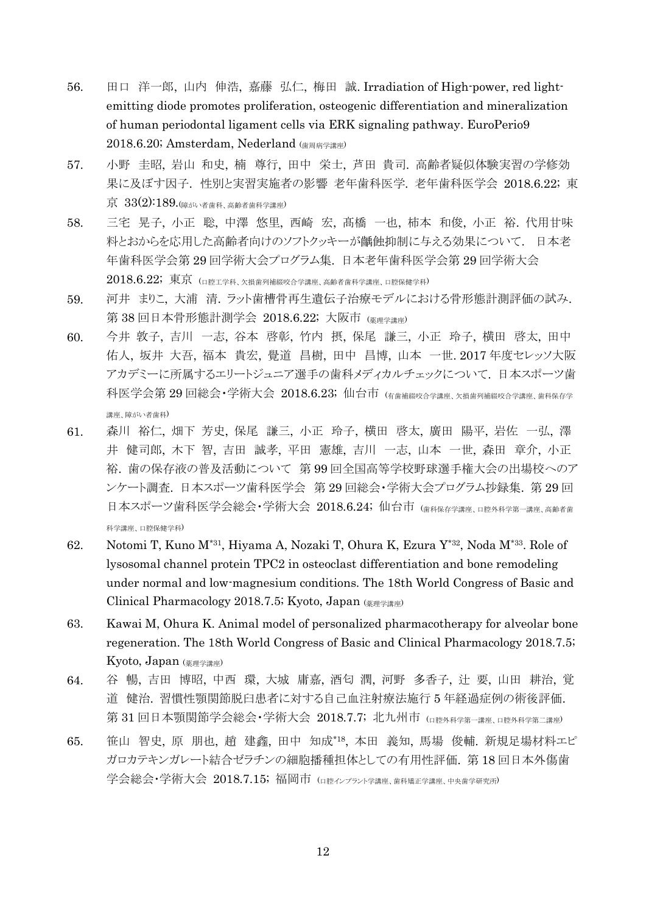56. 田口 洋一郎, 山内 伸浩, 嘉藤 弘仁, 梅田 誠. Irradiation of High-power, red light-emitting diode promotes proliferation, osteogenic differentiation and mineralization of human periodontal ligament cells via ERK signaling pathway. EuroPerio9 2018.6.20; Amsterdam, Nederland (歯周病学講座)

57. 小野 圭昭, 岩山 和史, 楠 尊行, 田中 栄士, 芦田 貴司. 高齢者疑似体験実習の学修効果に及ぼす因子. 性別と実習実施者の影響 老年歯科医学. 老年歯科医学会 2018.6.22; 東京 33(2):189.(障がい者歯科、高齢者歯科学講座)

58. 三宅 晃子, 小正 聡, 中澤 悠里, 西崎 宏, 髙橋 一也, 柿本 和俊, 小正 裕. 代用甘味料とおからを応用した高齢者向けのソフトクッキーが齲蝕抑制に与える効果について. 日本老年歯科医学会第 29 回学術大会プログラム集. 日本老年歯科医学会第 29 回学術大会 2018.6.22; 東京 (口腔工学科、欠損歯列補綴咬合学講座、高齢者歯科学講座、口腔保健学科)

59. 河井 まりこ, 大浦 清. ラット歯槽骨再生遺伝子治療モデルにおける骨形態計測評価の試み. 第 38 回日本骨形態計測学会 2018.6.22; 大阪市 (薬理学講座)

60. 今井 敦子, 吉川 一志, 谷本 啓彰, 竹内 摂, 保尾 謙三, 小正 玲子, 横田 啓太, 田中 佑人, 坂井 大吾, 福本 貴宏, 覺道 昌樹, 田中 昌博, 山本 一世. 2017 年度セレッソ大阪アカデミーに所属するエリートジュニア選手の歯科メディカルチェックについて. 日本スポーツ歯科医学会第 29 回総会・学術大会 2018.6.23; 仙台市 (有歯補綴咬合学講座、欠損歯列補綴咬合学講座、歯科保存学講座、障がい者歯科)

61. 森川 裕仁, 畑下 芳史, 保尾 謙三, 小正 玲子, 横田 啓太, 廣田 陽平, 岩佐 一弘, 澤井 健司郎, 木下 智, 吉田 誠孝, 平田 憲雄, 吉川 一志, 山本 一世, 森田 章介, 小正 裕. 歯の保存液の普及活動について 第 99 回全国高等学校野球選手権大会の出場校へのアンケート調査. 日本スポーツ歯科医学会 第 29 回総会・学術大会プログラム抄録集. 第 29 回日本スポーツ歯科医学会総会・学術大会 2018.6.24; 仙台市 (歯科保存学講座、口腔外科学第一講座、高齢者歯科学講座、口腔保健学科)

62. Notomi T, Kuno M*31, Hiyama A, Nozaki T, Ohura K, Ezura Y*32, Noda M*33. Role of lysosomal channel protein TPC2 in osteoclast differentiation and bone remodeling under normal and low-magnesium conditions. The 18th World Congress of Basic and Clinical Pharmacology 2018.7.5; Kyoto, Japan (薬理学講座)

63. Kawai M, Ohura K. Animal model of personalized pharmacotherapy for alveolar bone regeneration. The 18th World Congress of Basic and Clinical Pharmacology 2018.7.5; Kyoto, Japan (薬理学講座)

64. 谷 暢, 吉田 博昭, 中西 環, 大城 庸嘉, 酒匂 潤, 河野 多香子, 辻 要, 山田 耕治, 覚道 健治. 習慣性顎関節脱臼患者に対する自己血注射療法施行 5 年経過症例の術後評価. 第 31 回日本顎関節学会総会・学術大会 2018.7.7; 北九州市 (口腔外科学第一講座、口腔外科学第二講座)

65. 笹山 智史, 原 朋也, 趙 建鑫, 田中 知成*18, 本田 義知, 馬場 俊輔. 新規足場材料エピガロカテキンガレート結合ゼラチンの細胞播種担体としての有用性評価. 第 18 回日本外傷歯学会総会・学術大会 2018.7.15; 福岡市 (口腔インプラント学講座、歯科矯正学講座、中央歯学研究所)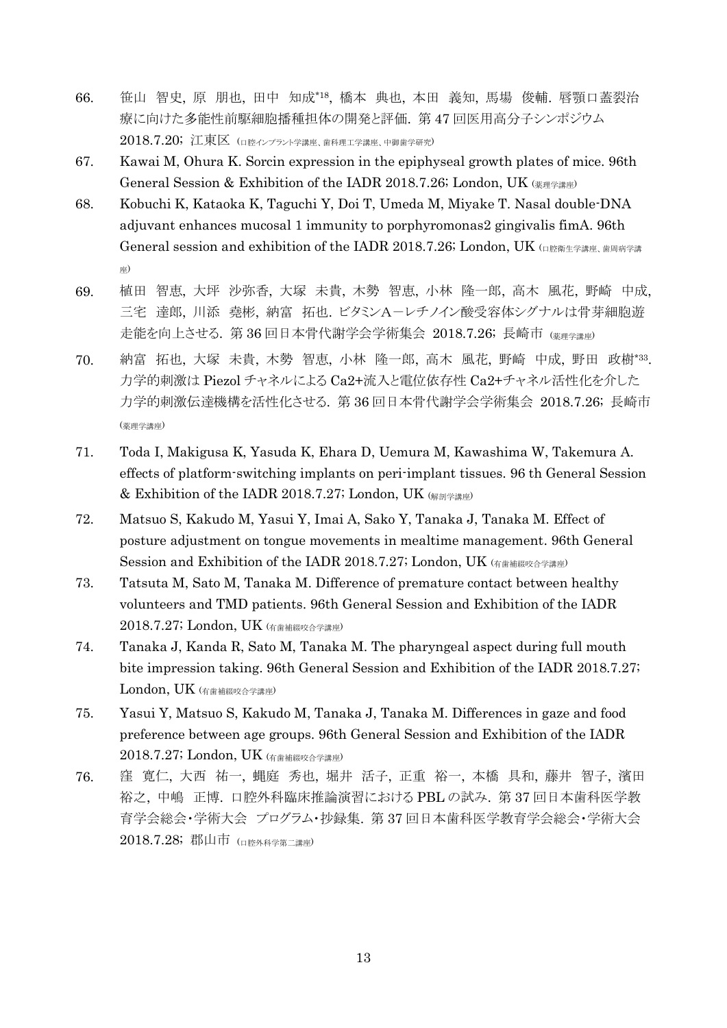66. 笹山 智史, 原 朋也, 田中 知成[18], 橋本 典也, 本田 義知, 馬場 俊輔. 唇顎口蓋裂治療に向けた多能性前駆細胞播種担体の開発と評価. 第 47 回医用高分子シンポジウム 2018.7.20; 江東区 (口腔インプラント学講座、歯科理工学講座、中御歯学研究)

67. Kawai M, Ohura K. Sorcin expression in the epiphyseal growth plates of mice. 96th General Session & Exhibition of the IADR 2018.7.26; London, UK (薬理学講座)

68. Kobuchi K, Kataoka K, Taguchi Y, Doi T, Umeda M, Miyake T. Nasal double-DNA adjuvant enhances mucosal 1 immunity to porphyromonas2 gingivalis fimA. 96th General session and exhibition of the IADR 2018.7.26; London, UK (口腔衛生学講座、歯周病学講座)

69. 植田 智恵, 大坪 沙弥香, 大塚 未貴, 木勢 智恵, 小林 隆一郎, 高木 風花, 野崎 中成, 三宅 達郎, 川添 堯彬, 納富 拓也. ビタミンA－レチノイン酸受容体シグナルは骨芽細胞遊走能を向上させる. 第 36 回日本骨代謝学会学術集会 2018.7.26; 長崎市 (薬理学講座)

70. 納富 拓也, 大塚 未貴, 木勢 智恵, 小林 隆一郎, 高木 風花, 野崎 中成, 野田 政樹[33]. 力学的刺激は Piezol チャネルによる Ca2+流入と電位依存性 Ca2+チャネル活性化を介した力学的刺激伝達機構を活性化させる. 第 36 回日本骨代謝学会学術集会 2018.7.26; 長崎市 (薬理学講座)

71. Toda I, Makigusa K, Yasuda K, Ehara D, Uemura M, Kawashima W, Takemura A. effects of platform-switching implants on peri-implant tissues. 96 th General Session & Exhibition of the IADR 2018.7.27; London, UK (解剖学講座)

72. Matsuo S, Kakudo M, Yasui Y, Imai A, Sako Y, Tanaka J, Tanaka M. Effect of posture adjustment on tongue movements in mealtime management. 96th General Session and Exhibition of the IADR 2018.7.27; London, UK (有歯補綴咬合学講座)

73. Tatsuta M, Sato M, Tanaka M. Difference of premature contact between healthy volunteers and TMD patients. 96th General Session and Exhibition of the IADR 2018.7.27; London, UK (有歯補綴咬合学講座)

74. Tanaka J, Kanda R, Sato M, Tanaka M. The pharyngeal aspect during full mouth bite impression taking. 96th General Session and Exhibition of the IADR 2018.7.27; London, UK (有歯補綴咬合学講座)

75. Yasui Y, Matsuo S, Kakudo M, Tanaka J, Tanaka M. Differences in gaze and food preference between age groups. 96th General Session and Exhibition of the IADR 2018.7.27; London, UK (有歯補綴咬合学講座)

76. 窪 寛仁, 大西 祐一, 蝿庭 秀也, 堀井 活子, 正重 裕一, 本橋 具和, 藤井 智子, 濱田 裕之, 中嶋 正博. 口腔外科臨床推論演習における PBL の試み. 第 37 回日本歯科医学教育学会総会・学術大会 プログラム・抄録集. 第 37 回日本歯科医学教育学会総会・学術大会 2018.7.28; 郡山市 (口腔外科学第二講座)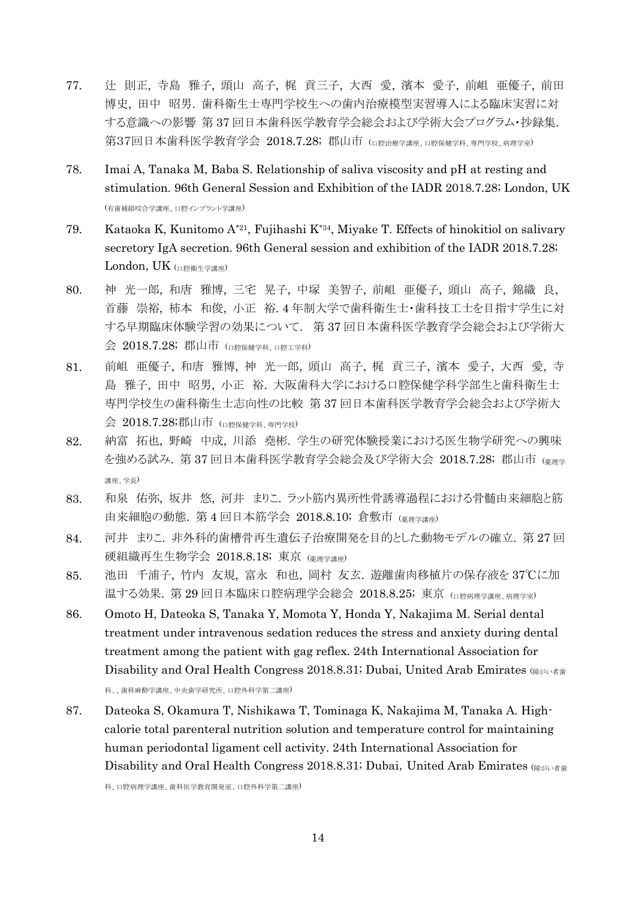77. 辻 則正, 寺島 雅子, 頭山 高子, 梶 貢三子, 大西 愛, 濱本 愛子, 前岨 亜優子, 前田 博史, 田中 昭男. 歯科衛生士専門学校生への歯内治療模型実習導入による臨床実習に対する意識への影響 第 37 回日本歯科医学教育学会総会および学術大会プログラム・抄録集. 第37回日本歯科医学教育学会 2018.7.28; 郡山市 (口腔治療学講座、口腔保健学科、専門学校、病理学室)

78. Imai A, Tanaka M, Baba S. Relationship of saliva viscosity and pH at resting and stimulation. 96th General Session and Exhibition of the IADR 2018.7.28; London, UK (有歯補綴咬合学講座、口腔インプラント学講座)

79. Kataoka K, Kunitomo A[*21], Fujihashi K[*34], Miyake T. Effects of hinokitiol on salivary secretory IgA secretion. 96th General session and exhibition of the IADR 2018.7.28; London, UK (口腔衛生学講座)

80. 神 光一郎, 和唐 雅博, 三宅 晃子, 中塚 美智子, 前岨 亜優子, 頭山 高子, 錦織 良, 首藤 崇裕, 柿本 和俊, 小正 裕. 4 年制大学で歯科衛生士・歯科技工士を目指す学生に対する早期臨床体験学習の効果について. 第 37 回日本歯科医学教育学会総会および学術大会 2018.7.28; 郡山市 (口腔保健学科、口腔工学科)

81. 前岨 亜優子, 和唐 雅博, 神 光一郎, 頭山 高子, 梶 貢三子, 濱本 愛子, 大西 愛, 寺島 雅子, 田中 昭男, 小正 裕. 大阪歯科大学における口腔保健学科学部生と歯科衛生士専門学校生の歯科衛生士志向性の比較 第 37 回日本歯科医学教育学会総会および学術大会 2018.7.28;郡山市 (口腔保健学科、専門学校)

82. 納富 拓也, 野崎 中成, 川添 堯彬. 学生の研究体験授業における医生物学研究への興味を強める試み. 第 37 回日本歯科医学教育学会総会及び学術大会 2018.7.28; 郡山市 (薬理学講座、学長)

83. 和泉 佑弥, 坂井 悠, 河井 まりこ. ラット筋内異所性骨誘導過程における骨髄由来細胞と筋由来細胞の動態. 第 4 回日本筋学会 2018.8.10; 倉敷市 (薬理学講座)

84. 河井 まりこ. 非外科的歯槽骨再生遺伝子治療開発を目的とした動物モデルの確立. 第 27 回硬組織再生生物学会 2018.8.18; 東京 (薬理学講座)

85. 池田 千浦子, 竹内 友規, 富永 和也, 岡村 友玄. 遊離歯肉移植片の保存液を 37℃に加温する効果. 第 29 回日本臨床口腔病理学会総会 2018.8.25; 東京 (口腔病理学講座、病理学室)

86. Omoto H, Dateoka S, Tanaka Y, Momota Y, Honda Y, Nakajima M. Serial dental treatment under intravenous sedation reduces the stress and anxiety during dental treatment among the patient with gag reflex. 24th International Association for Disability and Oral Health Congress 2018.8.31; Dubai, United Arab Emirates (障がい者歯科、、歯科麻酔学講座、中央歯学研究所、口腔外科学第二講座)

87. Dateoka S, Okamura T, Nishikawa T, Tominaga K, Nakajima M, Tanaka A. High-calorie total parenteral nutrition solution and temperature control for maintaining human periodontal ligament cell activity. 24th International Association for Disability and Oral Health Congress 2018.8.31; Dubai, United Arab Emirates (障がい者歯科、口腔病理学講座、歯科医学教育開発室、口腔外科学第二講座)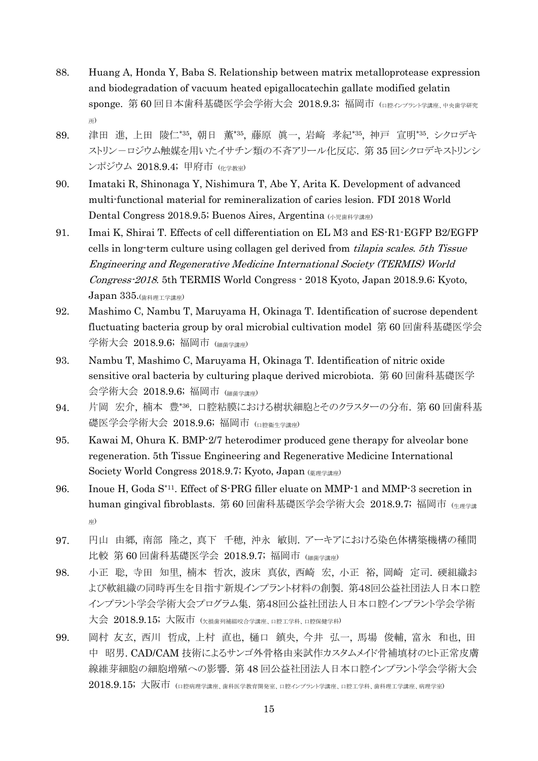88. Huang A, Honda Y, Baba S. Relationship between matrix metalloprotease expression and biodegradation of vacuum heated epigallocatechin gallate modified gelatin sponge. 第 60 回日本歯科基礎医学会学術大会 2018.9.3; 福岡市 (口腔インプラント学講座、中央歯学研究所)
89. 津田 進, 上田 陵仁[*35], 朝日 薫[*35], 藤原 眞一, 岩﨑 孝紀[*35], 神戸 宣明[*35]. シクロデキストリン－ロジウム触媒を用いたイサチン類の不斉アリール化反応. 第 35 回シクロデキストリンシンポジウム 2018.9.4; 甲府市 (化学教室)
90. Imataki R, Shinonaga Y, Nishimura T, Abe Y, Arita K. Development of advanced multi-functional material for remineralization of caries lesion. FDI 2018 World Dental Congress 2018.9.5; Buenos Aires, Argentina (小児歯科学講座)
91. Imai K, Shirai T. Effects of cell differentiation on EL M3 and ES-R1-EGFP B2/EGFP cells in long-term culture using collagen gel derived from *tilapia scales*. *5th Tissue Engineering and Regenerative Medicine International Society (TERMIS) World Congress-2018*. 5th TERMIS World Congress - 2018 Kyoto, Japan 2018.9.6; Kyoto, Japan 335.(歯科理工学講座)
92. Mashimo C, Nambu T, Maruyama H, Okinaga T. Identification of sucrose dependent fluctuating bacteria group by oral microbial cultivation model 第 60 回歯科基礎医学会学術大会 2018.9.6; 福岡市 (細菌学講座)
93. Nambu T, Mashimo C, Maruyama H, Okinaga T. Identification of nitric oxide sensitive oral bacteria by culturing plaque derived microbiota. 第 60 回歯科基礎医学会学術大会 2018.9.6; 福岡市 (細菌学講座)
94. 片岡 宏介, 楠本 豊[*36]. 口腔粘膜における樹状細胞とそのクラスターの分布. 第 60 回歯科基礎医学会学術大会 2018.9.6; 福岡市 (口腔衛生学講座)
95. Kawai M, Ohura K. BMP-2/7 heterodimer produced gene therapy for alveolar bone regeneration. 5th Tissue Engineering and Regenerative Medicine International Society World Congress 2018.9.7; Kyoto, Japan (薬理学講座)
96. Inoue H, Goda S[*11]. Effect of S-PRG filler eluate on MMP-1 and MMP-3 secretion in human gingival fibroblasts. 第 60 回歯科基礎医学会学術大会 2018.9.7; 福岡市 (生理学講座)
97. 円山 由郷, 南部 隆之, 真下 千穂, 沖永 敏則. アーキアにおける染色体構築機構の種間比較 第 60 回歯科基礎医学会 2018.9.7; 福岡市 (細菌学講座)
98. 小正 聡, 寺田 知里, 楠本 哲次, 波床 真依, 西崎 宏, 小正 裕, 岡崎 定司. 硬組織および軟組織の同時再生を目指す新規インプラント材料の創製. 第48回公益社団法人日本口腔インプラント学会学術大会プログラム集. 第48回公益社団法人日本口腔インプラント学会学術大会 2018.9.15; 大阪市 (欠損歯列補綴咬合学講座、口腔工学科、口腔保健学科)
99. 岡村 友玄, 西川 哲成, 上村 直也, 樋口 鎮央, 今井 弘一, 馬場 俊輔, 富永 和也, 田中 昭男. CAD/CAM 技術によるサンゴ外骨格由来試作カスタムメイド骨補填材のヒト正常皮膚線維芽細胞の細胞増殖への影響. 第 48 回公益社団法人日本口腔インプラント学会学術大会 2018.9.15; 大阪市 (口腔病理学講座、歯科医学教育開発室、口腔インプラント学講座、口腔工学科、歯科理工学講座、病理学室)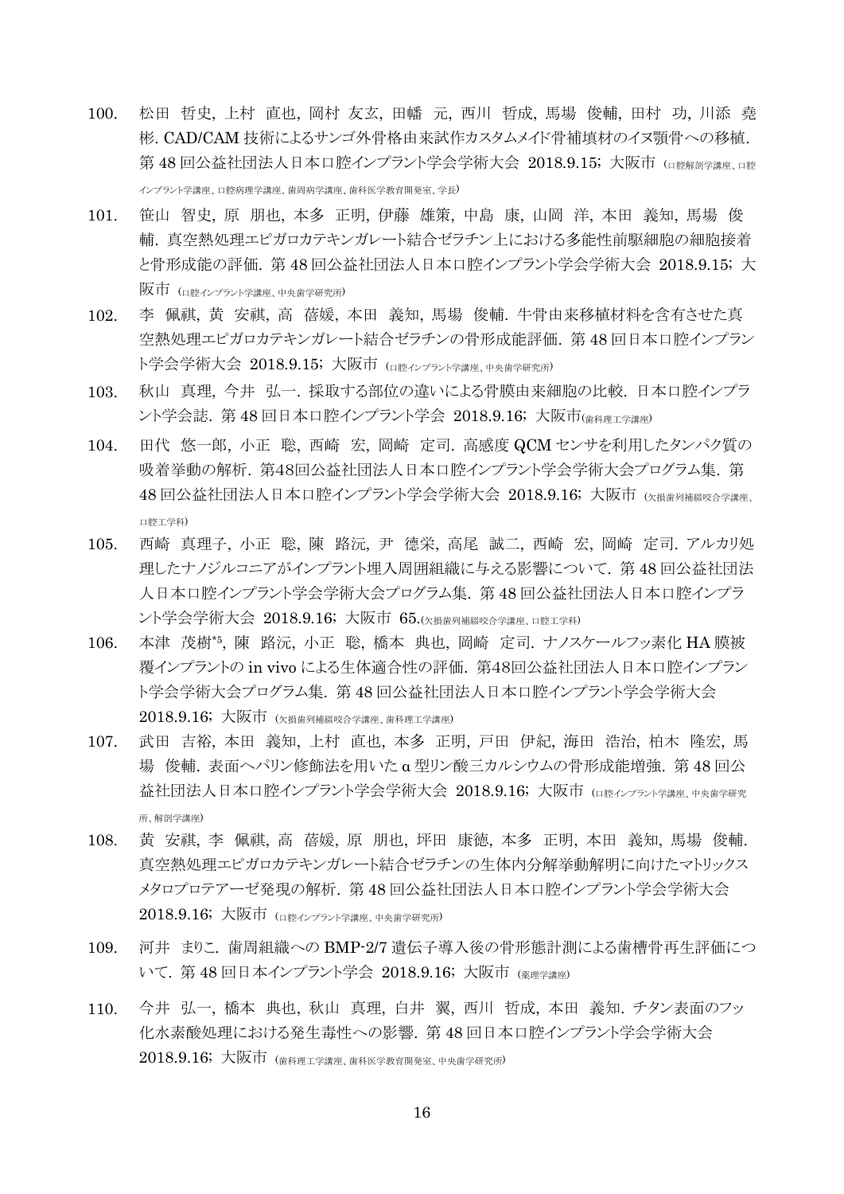100. 松田 哲史, 上村 直也, 岡村 友玄, 田幡 元, 西川 哲成, 馬場 俊輔, 田村 功, 川添 堯彬. CAD/CAM 技術によるサンゴ外骨格由来試作カスタムメイド骨補填材のイヌ顎骨への移植. 第 48 回公益社団法人日本口腔インプラント学会学術大会 2018.9.15; 大阪市 (口腔解剖学講座、口腔インプラント学講座、口腔病理学講座、歯周病学講座、歯科医学教育開発室、学長)

101. 笹山 智史, 原 朋也, 本多 正明, 伊藤 雄策, 中島 康, 山岡 洋, 本田 義知, 馬場 俊輔. 真空熱処理エピガロカテキンガレート結合ゼラチン上における多能性前駆細胞の細胞接着と骨形成能の評価. 第 48 回公益社団法人日本口腔インプラント学会学術大会 2018.9.15; 大阪市 (口腔インプラント学講座、中央歯学研究所)

102. 李 佩祺, 黄 安祺, 高 蓓媛, 本田 義知, 馬場 俊輔. 牛骨由来移植材料を含有させた真空熱処理エピガロカテキンガレート結合ゼラチンの骨形成能評価. 第 48 回日本口腔インプラント学会学術大会 2018.9.15; 大阪市 (口腔インプラント学講座、中央歯学研究所)

103. 秋山 真理, 今井 弘一. 採取する部位の違いによる骨膜由来細胞の比較. 日本口腔インプラント学会誌. 第 48 回日本口腔インプラント学会 2018.9.16; 大阪市(歯科理工学講座)

104. 田代 悠一郎, 小正 聡, 西崎 宏, 岡崎 定司. 高感度 QCM センサを利用したタンパク質の吸着挙動の解析. 第48回公益社団法人日本口腔インプラント学会学術大会プログラム集. 第 48 回公益社団法人日本口腔インプラント学会学術大会 2018.9.16; 大阪市 (欠損歯列補綴咬合学講座、口腔工学科)

105. 西崎 真理子, 小正 聡, 陳 路沅, 尹 德栄, 高尾 誠二, 西崎 宏, 岡崎 定司. アルカリ処理したナノジルコニアがインプラント埋入周囲組織に与える影響について. 第 48 回公益社団法人日本口腔インプラント学会学術大会プログラム集. 第 48 回公益社団法人日本口腔インプラント学会学術大会 2018.9.16; 大阪市 65.(欠損歯列補綴咬合学講座、口腔工学科)

106. 本津 茂樹*5, 陳 路沅, 小正 聡, 橋本 典也, 岡崎 定司. ナノスケールフッ素化 HA 膜被覆インプラントの in vivo による生体適合性の評価. 第48回公益社団法人日本口腔インプラント学会学術大会プログラム集. 第 48 回公益社団法人日本口腔インプラント学会学術大会 2018.9.16; 大阪市 (欠損歯列補綴咬合学講座、歯科理工学講座)

107. 武田 吉裕, 本田 義知, 上村 直也, 本多 正明, 戸田 伊紀, 海田 浩治, 柏木 隆宏, 馬場 俊輔. 表面ヘパリン修飾法を用いた α 型リン酸三カルシウムの骨形成能増強. 第 48 回公益社団法人日本口腔インプラント学会学術大会 2018.9.16; 大阪市 (口腔インプラント学講座、中央歯学研究所、解剖学講座)

108. 黄 安祺, 李 佩祺, 高 蓓媛, 原 朋也, 坪田 康徳, 本多 正明, 本田 義知, 馬場 俊輔. 真空熱処理エピガロカテキンガレート結合ゼラチンの生体内分解挙動解明に向けたマトリックスメタロプロテアーゼ発現の解析. 第 48 回公益社団法人日本口腔インプラント学会学術大会 2018.9.16; 大阪市 (口腔インプラント学講座、中央歯学研究所)

109. 河井 まりこ. 歯周組織への BMP-2/7 遺伝子導入後の骨形態計測による歯槽骨再生評価について. 第 48 回日本インプラント学会 2018.9.16; 大阪市 (薬理学講座)

110. 今井 弘一, 橋本 典也, 秋山 真理, 白井 翼, 西川 哲成, 本田 義知. チタン表面のフッ化水素酸処理における発生毒性への影響. 第 48 回日本口腔インプラント学会学術大会 2018.9.16; 大阪市 (歯科理工学講座、歯科医学教育開発室、中央歯学研究所)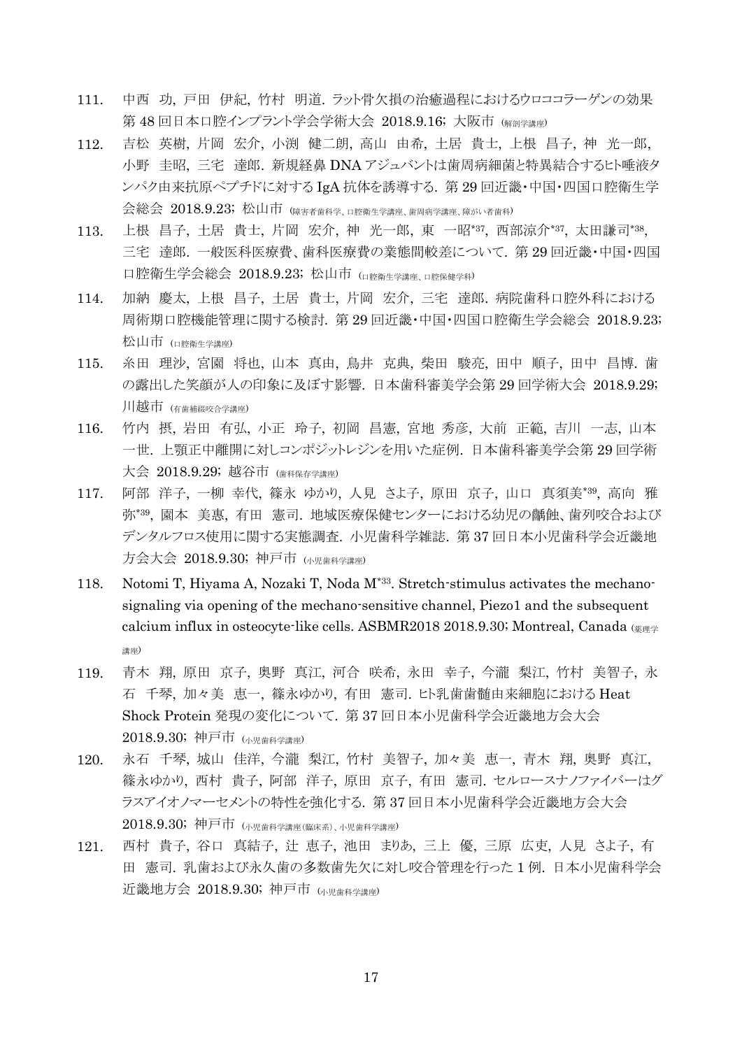111. 中西　功, 戸田　伊紀, 竹村　明道. ラット骨欠損の治癒過程におけるウロコラーゲンの効果　第 48 回日本口腔インプラント学会学術大会　2018.9.16; 大阪市 (解剖学講座)

112. 吉松　英樹, 片岡　宏介, 小渕　健二朗, 高山　由希, 土居　貴士, 上根　昌子, 神　光一郎, 小野　圭昭, 三宅　達郎. 新規経鼻 DNA アジュバントは歯周病細菌と特異結合するヒト唾液タンパク由来抗原ペプチドに対する IgA 抗体を誘導する. 第 29 回近畿・中国・四国口腔衛生学会総会　2018.9.23; 松山市 (障害者歯科学、口腔衛生学講座、歯周病学講座、障がい者歯科)

113. 上根　昌子, 土居　貴士, 片岡　宏介, 神　光一郎, 東　一昭[*37], 西部涼介[*37], 太田謙司[*38], 三宅　達郎. 一般医科医療費、歯科医療費の業態間較差について. 第 29 回近畿・中国・四国口腔衛生学会総会　2018.9.23; 松山市 (口腔衛生学講座、口腔保健学科)

114. 加納　慶太, 上根　昌子, 土居　貴士, 片岡　宏介, 三宅　達郎. 病院歯科口腔外科における周術期口腔機能管理に関する検討. 第 29 回近畿・中国・四国口腔衛生学会総会　2018.9.23; 松山市 (口腔衛生学講座)

115. 糸田　理沙, 宮園　将也, 山本　真由, 鳥井　克典, 柴田　駿亮, 田中　順子, 田中　昌博. 歯の露出した笑顔が人の印象に及ぼす影響. 日本歯科審美学会第 29 回学術大会　2018.9.29; 川越市 (有歯補綴咬合学講座)

116. 竹内　摂, 岩田　有弘, 小正　玲子, 初岡　昌憲, 宮地　秀彦, 大前　正範, 吉川　一志, 山本　一世. 上顎正中離開に対しコンポジットレジンを用いた症例. 日本歯科審美学会第 29 回学術大会　2018.9.29; 越谷市 (歯科保存学講座)

117. 阿部　洋子, 一柳　幸代, 篠永　ゆかり, 人見　さよ子, 原田　京子, 山口　真須美[*39], 高向　雅弥[*39], 園本　美惠, 有田　憲司. 地域医療保健センターにおける幼児の齲蝕、歯列咬合およびデンタルフロス使用に関する実態調査. 小児歯科学雑誌. 第 37 回日本小児歯科学会近畿地方会大会　2018.9.30; 神戸市 (小児歯科学講座)

118. Notomi T, Hiyama A, Nozaki T, Noda M[*33]. Stretch-stimulus activates the mechano-signaling via opening of the mechano-sensitive channel, Piezo1 and the subsequent calcium influx in osteocyte-like cells. ASBMR2018 2018.9.30; Montreal, Canada (薬理学講座)

119. 青木　翔, 原田　京子, 奥野　真江, 河合　咲希, 永田　幸子, 今瀧　梨江, 竹村　美智子, 永石　千琴, 加々美　恵一, 篠永ゆかり, 有田　憲司. ヒト乳歯歯髄由来細胞における Heat Shock Protein 発現の変化について. 第 37 回日本小児歯科学会近畿地方会大会　2018.9.30; 神戸市 (小児歯科学講座)

120. 永石　千琴, 城山　佳洋, 今瀧　梨江, 竹村　美智子, 加々美　恵一, 青木　翔, 奥野　真江, 篠永ゆかり, 西村　貴子, 阿部　洋子, 原田　京子, 有田　憲司. セルロースナノファイバーはグラスアイオノマーセメントの特性を強化する. 第 37 回日本小児歯科学会近畿地方会大会　2018.9.30; 神戸市 (小児歯科学講座(臨床系)、小児歯科学講座)

121. 西村　貴子, 谷口　真結子, 辻　恵子, 池田　まりあ, 三上　優, 三原　広吏, 人見　さよ子, 有田　憲司. 乳歯および永久歯の多数歯先欠に対し咬合管理を行った 1 例. 日本小児歯科学会近畿地方会　2018.9.30; 神戸市 (小児歯科学講座)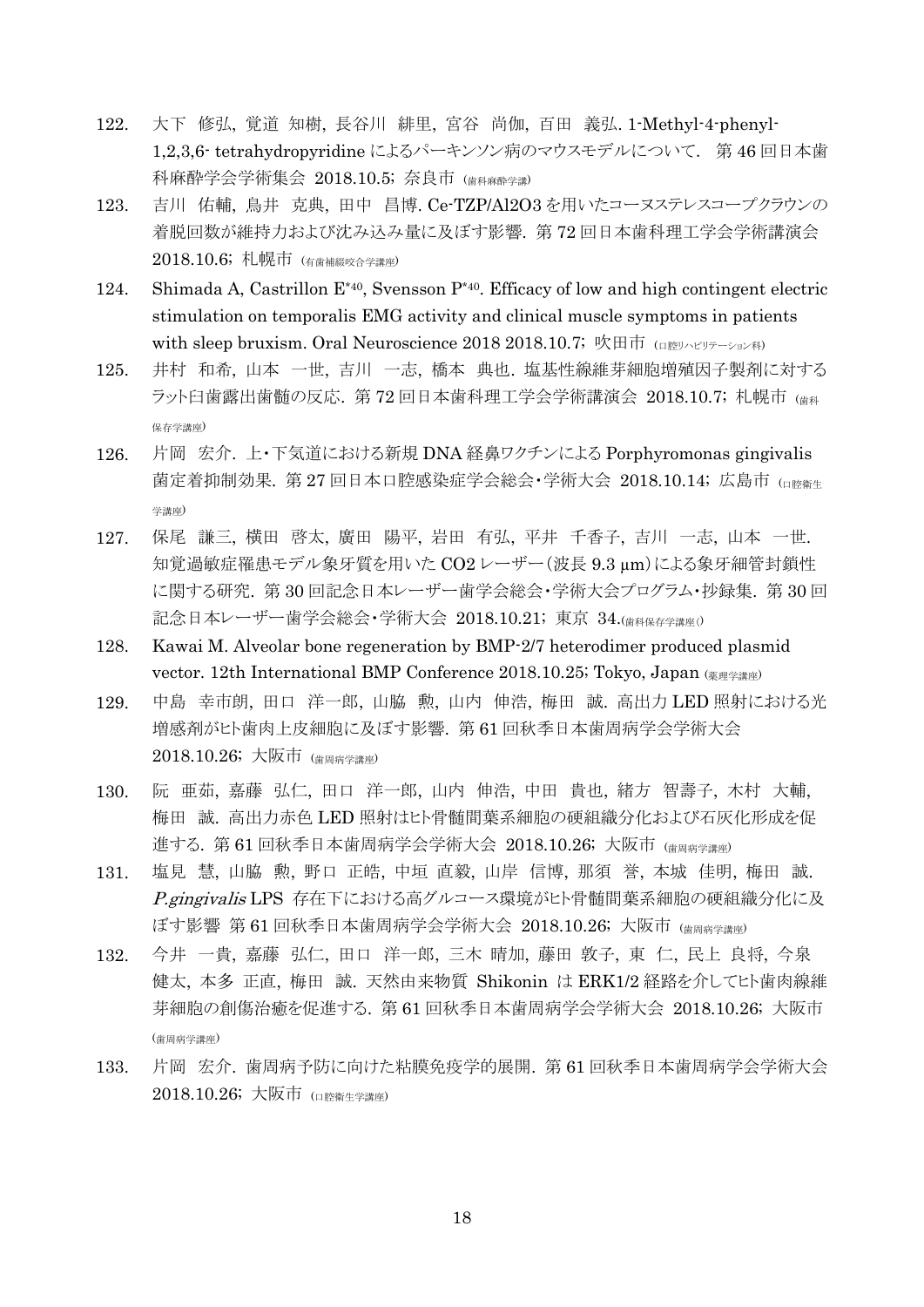122. 大下 修弘, 覚道 知樹, 長谷川 緋里, 宮谷 尚伽, 百田 義弘. 1-Methyl-4-phenyl-1,2,3,6- tetrahydropyridine によるパーキンソン病のマウスモデルについて. 第 46 回日本歯科麻酔学会学術集会 2018.10.5; 奈良市 (歯科麻酔学講)

123. 吉川 佑輔, 鳥井 克典, 田中 昌博. Ce-TZP/Al2O3 を用いたコーヌステレスコープクラウンの着脱回数が維持力および沈み込み量に及ぼす影響. 第 72 回日本歯科理工学会学術講演会 2018.10.6; 札幌市 (有歯補綴咬合学講座)

124. Shimada A, Castrillon E[*40], Svensson P[*40]. Efficacy of low and high contingent electric stimulation on temporalis EMG activity and clinical muscle symptoms in patients with sleep bruxism. Oral Neuroscience 2018 2018.10.7; 吹田市 (口腔リハビリテーション科)

125. 井村 和希, 山本 一世, 吉川 一志, 橋本 典也. 塩基性線維芽細胞増殖因子製剤に対するラット臼歯露出歯髄の反応. 第 72 回日本歯科理工学会学術講演会 2018.10.7; 札幌市 (歯科保存学講座)

126. 片岡 宏介. 上・下気道における新規 DNA 経鼻ワクチンによる Porphyromonas gingivalis 菌定着抑制効果. 第 27 回日本口腔感染症学会総会・学術大会 2018.10.14; 広島市 (口腔衛生学講座)

127. 保尾 謙三, 横田 啓太, 廣田 陽平, 岩田 有弘, 平井 千香子, 吉川 一志, 山本 一世. 知覚過敏症罹患モデル象牙質を用いた CO2 レーザー(波長 9.3 μm)による象牙細管封鎖性に関する研究. 第 30 回記念日本レーザー歯学会総会・学術大会プログラム・抄録集. 第 30 回記念日本レーザー歯学会総会・学術大会 2018.10.21; 東京 34.(歯科保存学講座)

128. Kawai M. Alveolar bone regeneration by BMP-2/7 heterodimer produced plasmid vector. 12th International BMP Conference 2018.10.25; Tokyo, Japan (薬理学講座)

129. 中島 幸市朗, 田口 洋一郎, 山脇 勲, 山内 伸浩, 梅田 誠. 高出力 LED 照射における光増感剤がヒト歯肉上皮細胞に及ぼす影響. 第 61 回秋季日本歯周病学会学術大会 2018.10.26; 大阪市 (歯周病学講座)

130. 阮 亜茹, 嘉藤 弘仁, 田口 洋一郎, 山内 伸浩, 中田 貴也, 緒方 智壽子, 木村 大輔, 梅田 誠. 高出力赤色 LED 照射はヒト骨髄間葉系細胞の硬組織分化および石灰化形成を促進する. 第 61 回秋季日本歯周病学会学術大会 2018.10.26; 大阪市 (歯周病学講座)

131. 塩見 慧, 山脇 勲, 野口 正皓, 中垣 直毅, 山岸 信博, 那須 誉, 本城 佳明, 梅田 誠. *P.gingivalis* LPS 存在下における高グルコース環境がヒト骨髄間葉系細胞の硬組織分化に及ぼす影響 第 61 回秋季日本歯周病学会学術大会 2018.10.26; 大阪市 (歯周病学講座)

132. 今井 一貴, 嘉藤 弘仁, 田口 洋一郎, 三木 晴加, 藤田 敦子, 東 仁, 民上 良将, 今泉 健太, 本多 正直, 梅田 誠. 天然由来物質 Shikonin は ERK1/2 経路を介してヒト歯肉線維芽細胞の創傷治癒を促進する. 第 61 回秋季日本歯周病学会学術大会 2018.10.26; 大阪市 (歯周病学講座)

133. 片岡 宏介. 歯周病予防に向けた粘膜免疫学的展開. 第 61 回秋季日本歯周病学会学術大会 2018.10.26; 大阪市 (口腔衛生学講座)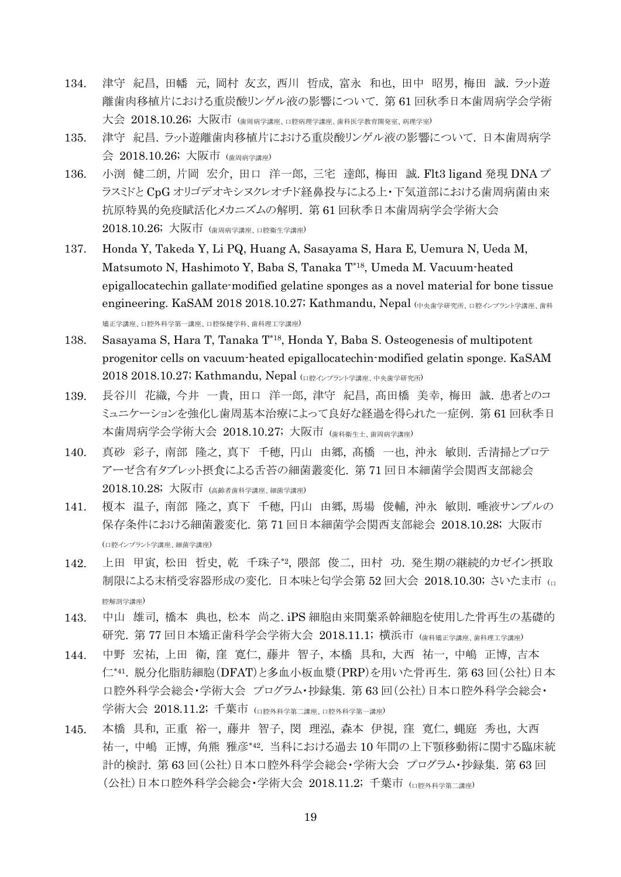134. 津守　紀昌, 田幡　元, 岡村 友玄, 西川 哲成, 富永 和也, 田中 昭男, 梅田 誠. ラット遊離歯肉移植片における重炭酸リンゲル液の影響について. 第 61 回秋季日本歯周病学会学術大会 2018.10.26; 大阪市 (歯周病学講座、口腔病理学講座、歯科医学教育開発室、病理学室)

135. 津守　紀昌. ラット遊離歯肉移植片における重炭酸リンゲル液の影響について. 日本歯周病学会 2018.10.26; 大阪市 (歯周病学講座)

136. 小渕　健二朗, 片岡　宏介, 田口　洋一郎, 三宅　達郎, 梅田　誠. Flt3 ligand 発現 DNA プラスミドと CpG オリゴデオキシヌクレオチド経鼻投与による上・下気道部における歯周病菌由来抗原特異的免疫賦活化メカニズムの解明. 第 61 回秋季日本歯周病学会学術大会 2018.10.26; 大阪市 (歯周病学講座、口腔衛生学講座)

137. Honda Y, Takeda Y, Li PQ, Huang A, Sasayama S, Hara E, Uemura N, Ueda M, Matsumoto N, Hashimoto Y, Baba S, Tanaka T*18, Umeda M. Vacuum-heated epigallocatechin gallate-modified gelatine sponges as a novel material for bone tissue engineering. KaSAM 2018 2018.10.27; Kathmandu, Nepal (中央歯学研究所、口腔インプラント学講座、歯科矯正学講座、口腔外科学第一講座、口腔保健学科、歯科理工学講座)

138. Sasayama S, Hara T, Tanaka T*18, Honda Y, Baba S. Osteogenesis of multipotent progenitor cells on vacuum-heated epigallocatechin-modified gelatin sponge. KaSAM 2018 2018.10.27; Kathmandu, Nepal (口腔インプラント学講座、中央歯学研究所)

139. 長谷川　花織, 今井　一貴, 田口　洋一郎, 津守　紀昌, 髙田橋　美幸, 梅田　誠. 患者とのコミュニケーションを強化し歯周基本治療によって良好な経過を得られた一症例. 第 61 回秋季日本歯周病学会学術大会 2018.10.27; 大阪市 (歯科衛生士、歯周病学講座)

140. 真砂　彩子, 南部　隆之, 真下　千穂, 円山　由郷, 髙橋　一也, 沖永　敏則. 舌清掃とプロテアーゼ含有タブレット摂食による舌苔の細菌叢変化. 第 71 回日本細菌学会関西支部総会 2018.10.28; 大阪市 (高齢者歯科学講座、細菌学講座)

141. 榎本　温子, 南部　隆之, 真下　千穂, 円山　由郷, 馬場　俊輔, 沖永　敏則. 唾液サンプルの保存条件における細菌叢変化. 第 71 回日本細菌学会関西支部総会 2018.10.28; 大阪市 (口腔インプラント学講座、細菌学講座)

142. 上田　甲寅, 松田　哲史, 乾　千珠子*2, 隈部　俊二, 田村　功. 発生期の継続的カゼイン摂取制限による末梢受容器形成の変化. 日本味と匂学会第 52 回大会 2018.10.30; さいたま市 (口腔解剖学講座)

143. 中山　雄司, 橋本　典也, 松本　尚之. iPS 細胞由来間葉系幹細胞を使用した骨再生の基礎的研究. 第 77 回日本矯正歯科学会学術大会 2018.11.1; 横浜市 (歯科矯正学講座、歯科理工学講座)

144. 中野　宏祐, 上田　衛, 窪　寛仁, 藤井　智子, 本橋　具和, 大西　祐一, 中嶋　正博, 吉本　仁*41. 脱分化脂肪細胞(DFAT)と多血小板血漿(PRP)を用いた骨再生. 第 63 回(公社)日本口腔外科学会総会・学術大会　プログラム・抄録集. 第 63 回(公社)日本口腔外科学会総会・学術大会 2018.11.2; 千葉市 (口腔外科学第二講座、口腔外科学第一講座)

145. 本橋　具和, 正重　裕一, 藤井　智子, 閔　理泓, 森本　伊視, 窪　寛仁, 蝿庭　秀也, 大西　祐一, 中嶋　正博, 角熊　雅彦*42. 当科における過去 10 年間の上下顎移動術に関する臨床統計的検討. 第 63 回(公社)日本口腔外科学会総会・学術大会　プログラム・抄録集. 第 63 回(公社)日本口腔外科学会総会・学術大会 2018.11.2; 千葉市 (口腔外科学第二講座)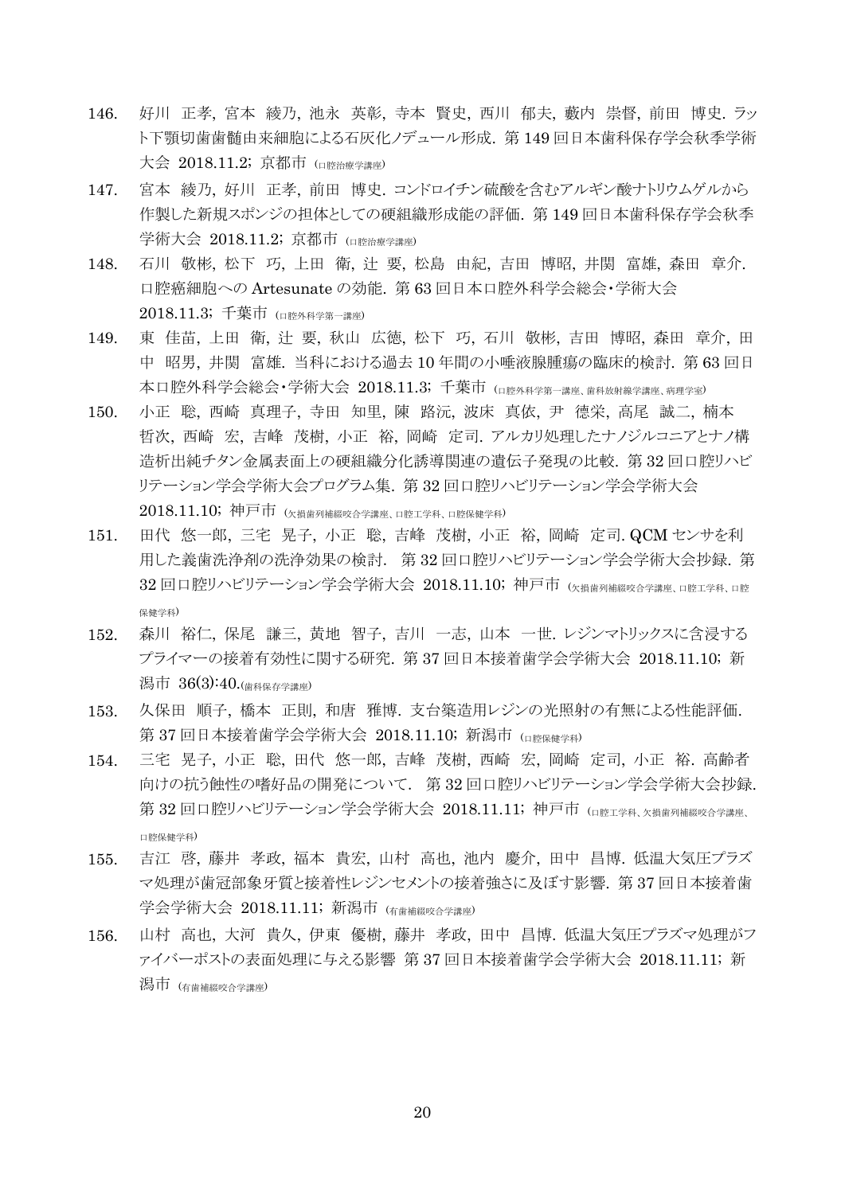146. 好川 正孝, 宮本 綾乃, 池永 英彰, 寺本 賢史, 西川 郁夫, 藪内 崇督, 前田 博史. ラット下顎切歯歯髄由来細胞による石灰化ノデュール形成. 第 149 回日本歯科保存学会秋季学術大会 2018.11.2; 京都市 (口腔治療学講座)

147. 宮本 綾乃, 好川 正孝, 前田 博史. コンドロイチン硫酸を含むアルギン酸ナトリウムゲルから作製した新規スポンジの担体としての硬組織形成能の評価. 第 149 回日本歯科保存学会秋季学術大会 2018.11.2; 京都市 (口腔治療学講座)

148. 石川 敬彬, 松下 巧, 上田 衛, 辻 要, 松島 由紀, 吉田 博昭, 井関 富雄, 森田 章介. 口腔癌細胞への Artesunate の効能. 第 63 回日本口腔外科学会総会・学術大会 2018.11.3; 千葉市 (口腔外科学第一講座)

149. 東 佳苗, 上田 衛, 辻 要, 秋山 広徳, 松下 巧, 石川 敬彬, 吉田 博昭, 森田 章介, 田中 昭男, 井関 富雄. 当科における過去 10 年間の小唾液腺腫瘍の臨床的検討. 第 63 回日本口腔外科学会総会・学術大会 2018.11.3; 千葉市 (口腔外科学第一講座、歯科放射線学講座、病理学室)

150. 小正 聡, 西崎 真理子, 寺田 知里, 陳 路沅, 波床 真依, 尹 徳栄, 高尾 誠二, 楠本 哲次, 西崎 宏, 吉峰 茂樹, 小正 裕, 岡崎 定司. アルカリ処理したナノジルコニアとナノ構造析出純チタン金属表面上の硬組織分化誘導関連の遺伝子発現の比較. 第 32 回口腔リハビリテーション学会学術大会プログラム集. 第 32 回口腔リハビリテーション学会学術大会 2018.11.10; 神戸市 (欠損歯列補綴咬合学講座、口腔工学科、口腔保健学科)

151. 田代 悠一郎, 三宅 晃子, 小正 聡, 吉峰 茂樹, 小正 裕, 岡崎 定司. QCM センサを利用した義歯洗浄剤の洗浄効果の検討. 第 32 回口腔リハビリテーション学会学術大会抄録. 第 32 回口腔リハビリテーション学会学術大会 2018.11.10; 神戸市 (欠損歯列補綴咬合学講座、口腔工学科、口腔保健学科)

152. 森川 裕仁, 保尾 謙三, 黄地 智子, 吉川 一志, 山本 一世. レジンマトリックスに含浸するプライマーの接着有効性に関する研究. 第 37 回日本接着歯学会学術大会 2018.11.10; 新潟市 36(3):40.(歯科保存学講座)

153. 久保田 順子, 橋本 正則, 和唐 雅博. 支台築造用レジンの光照射の有無による性能評価. 第 37 回日本接着歯学会学術大会 2018.11.10; 新潟市 (口腔保健学科)

154. 三宅 晃子, 小正 聡, 田代 悠一郎, 吉峰 茂樹, 西崎 宏, 岡崎 定司, 小正 裕. 高齢者向けの抗う蝕性の嗜好品の開発について. 第 32 回口腔リハビリテーション学会学術大会抄録. 第 32 回口腔リハビリテーション学会学術大会 2018.11.11; 神戸市 (口腔工学科、欠損歯列補綴咬合学講座、口腔保健学科)

155. 吉江 啓, 藤井 孝政, 福本 貴宏, 山村 高也, 池内 慶介, 田中 昌博. 低温大気圧プラズマ処理が歯冠部象牙質と接着性レジンセメントの接着強さに及ぼす影響. 第 37 回日本接着歯学会学術大会 2018.11.11; 新潟市 (有歯補綴咬合学講座)

156. 山村 高也, 大河 貴久, 伊東 優樹, 藤井 孝政, 田中 昌博. 低温大気圧プラズマ処理がファイバーポストの表面処理に与える影響 第 37 回日本接着歯学会学術大会 2018.11.11; 新潟市 (有歯補綴咬合学講座)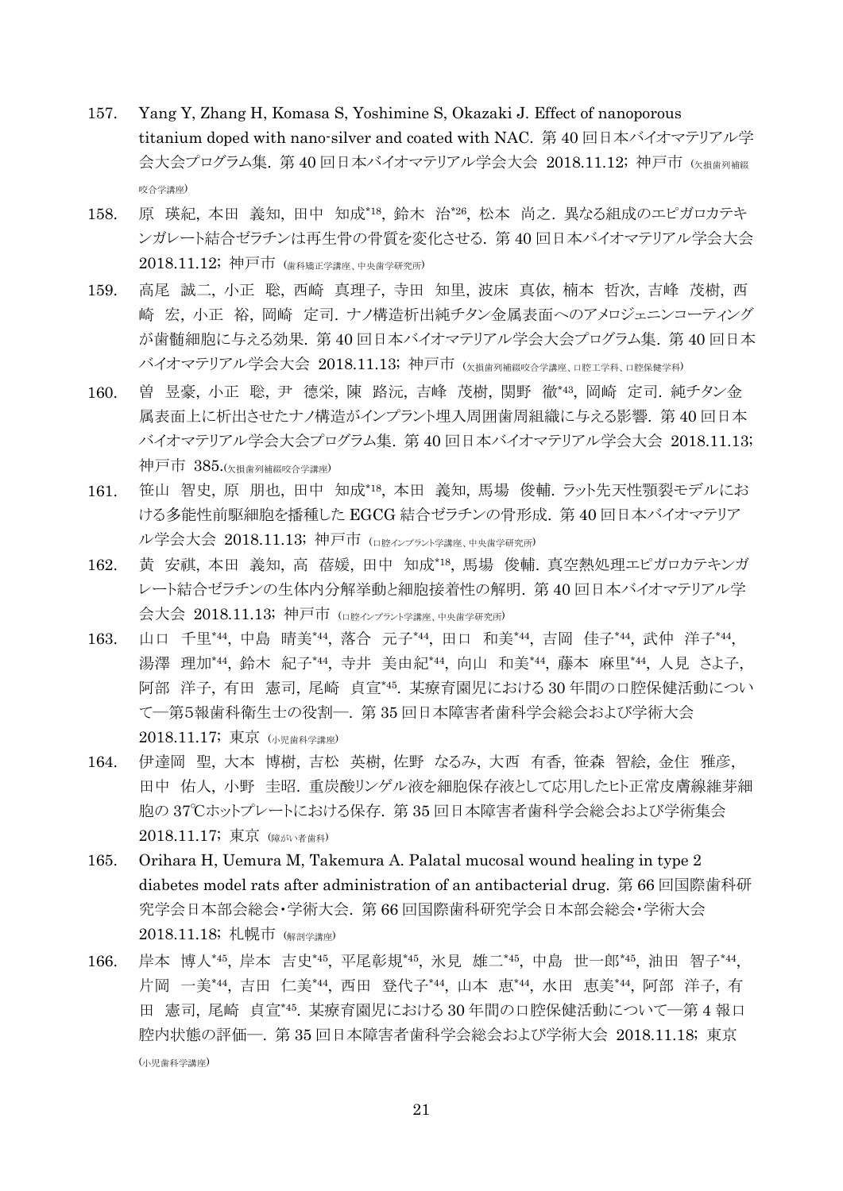157. Yang Y, Zhang H, Komasa S, Yoshimine S, Okazaki J. Effect of nanoporous titanium doped with nano-silver and coated with NAC. 第 40 回日本バイオマテリアル学会大会プログラム集. 第 40 回日本バイオマテリアル学会大会 2018.11.12; 神戸市 (欠損歯列補綴咬合学講座)

158. 原 瑛紀, 本田 義知, 田中 知成[*18], 鈴木 治[*26], 松本 尚之. 異なる組成のエピガロカテキンガレート結合ゼラチンは再生骨の骨質を変化させる. 第 40 回日本バイオマテリアル学会大会 2018.11.12; 神戸市 (歯科矯正学講座、中央歯学研究所)

159. 高尾 誠二, 小正 聡, 西崎 真理子, 寺田 知里, 波床 真依, 楠本 哲次, 吉峰 茂樹, 西崎 宏, 小正 裕, 岡崎 定司. ナノ構造析出純チタン金属表面へのアメロジェニンコーティングが歯髄細胞に与える効果. 第 40 回日本バイオマテリアル学会大会プログラム集. 第 40 回日本バイオマテリアル学会大会 2018.11.13; 神戸市 (欠損歯列補綴咬合学講座、口腔工学科、口腔保健学科)

160. 曽 昱豪, 小正 聡, 尹 德栄, 陳 路沅, 吉峰 茂樹, 関野 徹[*43], 岡崎 定司. 純チタン金属表面上に析出させたナノ構造がインプラント埋入周囲歯周組織に与える影響. 第 40 回日本バイオマテリアル学会大会プログラム集. 第 40 回日本バイオマテリアル学会大会 2018.11.13; 神戸市 385.(欠損歯列補綴咬合学講座)

161. 笹山 智史, 原 朋也, 田中 知成[*18], 本田 義知, 馬場 俊輔. ラット先天性顎裂モデルにおける多能性前駆細胞を播種した EGCG 結合ゼラチンの骨形成. 第 40 回日本バイオマテリアル学会大会 2018.11.13; 神戸市 (口腔インプラント学講座、中央歯学研究所)

162. 黄 安祺, 本田 義知, 高 蓓媛, 田中 知成[*18], 馬場 俊輔. 真空熱処理エピガロカテキンガレート結合ゼラチンの生体内分解挙動と細胞接着性の解明. 第 40 回日本バイオマテリアル学会大会 2018.11.13; 神戸市 (口腔インプラント学講座、中央歯学研究所)

163. 山口 千里[*44], 中島 晴美[*44], 落合 元子[*44], 田口 和美[*44], 吉岡 佳子[*44], 武仲 洋子[*44], 湯澤 理加[*44], 鈴木 紀子[*44], 寺井 美由紀[*44], 向山 和美[*44], 藤本 麻里[*44], 人見 さよ子, 阿部 洋子, 有田 憲司, 尾崎 貞宣[*45]. 某療育園児における 30 年間の口腔保健活動について―第5報歯科衛生士の役割―. 第 35 回日本障害者歯科学会総会および学術大会 2018.11.17; 東京 (小児歯科学講座)

164. 伊達岡 聖, 大本 博樹, 吉松 英樹, 佐野 なるみ, 大西 有香, 笹森 智絵, 金住 雅彦, 田中 佑人, 小野 圭昭. 重炭酸リンゲル液を細胞保存液として応用したヒト正常皮膚線維芽細胞の 37℃ホットプレートにおける保存. 第 35 回日本障害者歯科学会総会および学術集会 2018.11.17; 東京 (障がい者歯科)

165. Orihara H, Uemura M, Takemura A. Palatal mucosal wound healing in type 2 diabetes model rats after administration of an antibacterial drug. 第 66 回国際歯科研究学会日本部会総会・学術大会. 第 66 回国際歯科研究学会日本部会総会・学術大会 2018.11.18; 札幌市 (解剖学講座)

166. 岸本 博人[*45], 岸本 吉史[*45], 平尾彰規[*45], 氷見 雄二[*45], 中島 世一郎[*45], 油田 智子[*44], 片岡 一美[*44], 吉田 仁美[*44], 西田 登代子[*44], 山本 恵[*44], 水田 恵美[*44], 阿部 洋子, 有田 憲司, 尾崎 貞宣[*45]. 某療育園児における 30 年間の口腔保健活動について―第 4 報口腔内状態の評価―. 第 35 回日本障害者歯科学会総会および学術大会 2018.11.18; 東京 (小児歯科学講座)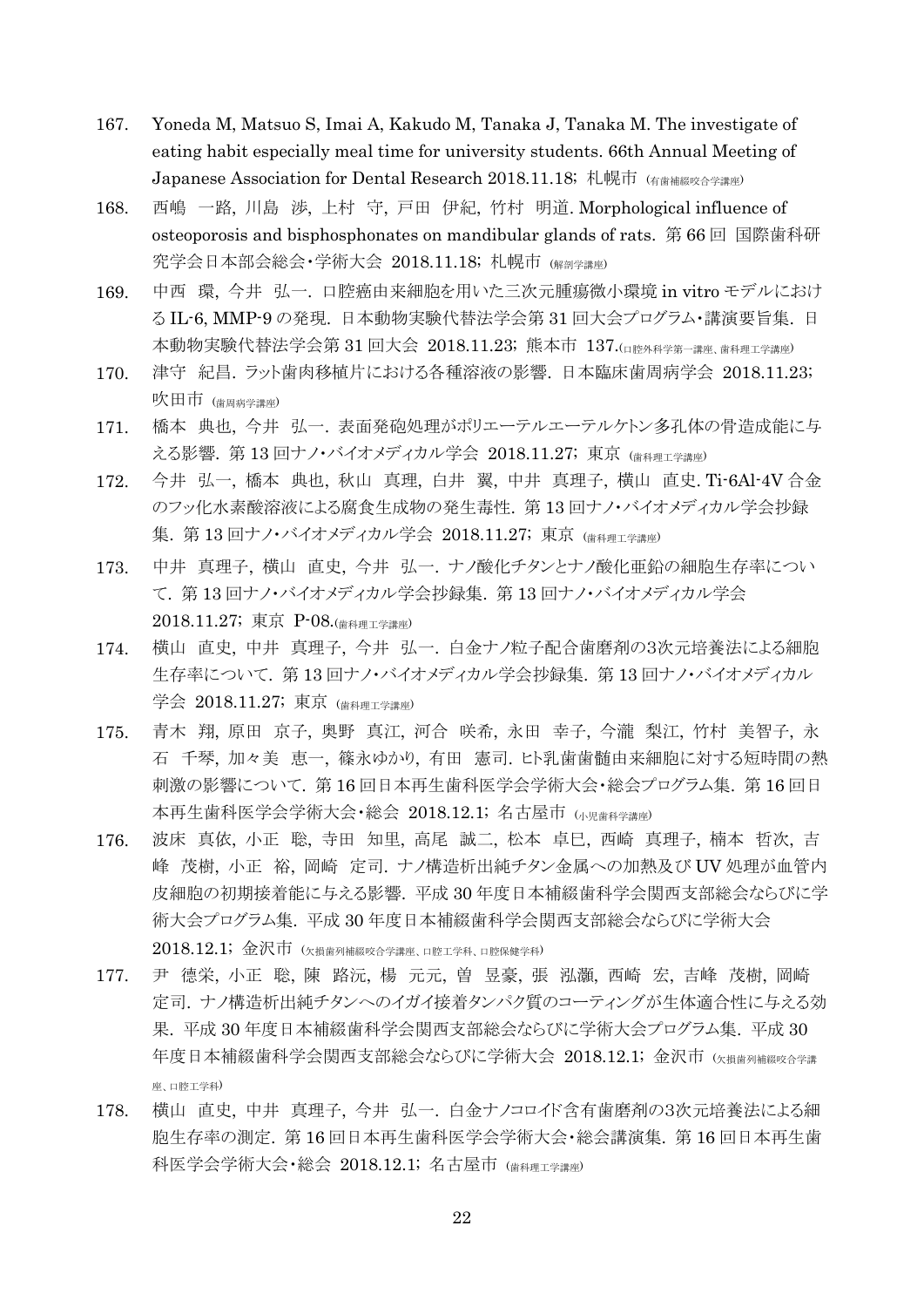167. Yoneda M, Matsuo S, Imai A, Kakudo M, Tanaka J, Tanaka M. The investigate of eating habit especially meal time for university students. 66th Annual Meeting of Japanese Association for Dental Research 2018.11.18; 札幌市 (有歯補綴咬合学講座)

168. 西嶋 一路, 川島 渉, 上村 守, 戸田 伊紀, 竹村 明道. Morphological influence of osteoporosis and bisphosphonates on mandibular glands of rats. 第 66 回 国際歯科研究学会日本部会総会・学術大会 2018.11.18; 札幌市 (解剖学講座)

169. 中西 環, 今井 弘一. 口腔癌由来細胞を用いた三次元腫瘍微小環境 in vitro モデルにおける IL-6, MMP-9 の発現. 日本動物実験代替法学会第 31 回大会プログラム・講演要旨集. 日本動物実験代替法学会第 31 回大会 2018.11.23; 熊本市 137.(口腔外科学第一講座、歯科理工学講座)

170. 津守 紀昌. ラット歯肉移植片における各種溶液の影響. 日本臨床歯周病学会 2018.11.23; 吹田市 (歯周病学講座)

171. 橋本 典也, 今井 弘一. 表面発砲処理がポリエーテルエーテルケトン多孔体の骨造成能に与える影響. 第 13 回ナノ・バイオメディカル学会 2018.11.27; 東京 (歯科理工学講座)

172. 今井 弘一, 橋本 典也, 秋山 真理, 白井 翼, 中井 真理子, 横山 直史. Ti-6Al-4V 合金のフッ化水素酸溶液による腐食生成物の発生毒性. 第 13 回ナノ・バイオメディカル学会抄録集. 第 13 回ナノ・バイオメディカル学会 2018.11.27; 東京 (歯科理工学講座)

173. 中井 真理子, 横山 直史, 今井 弘一. ナノ酸化チタンとナノ酸化亜鉛の細胞生存率について. 第 13 回ナノ・バイオメディカル学会抄録集. 第 13 回ナノ・バイオメディカル学会 2018.11.27; 東京 P-08.(歯科理工学講座)

174. 横山 直史, 中井 真理子, 今井 弘一. 白金ナノ粒子配合歯磨剤の3次元培養法による細胞生存率について. 第 13 回ナノ・バイオメディカル学会抄録集. 第 13 回ナノ・バイオメディカル学会 2018.11.27; 東京 (歯科理工学講座)

175. 青木 翔, 原田 京子, 奥野 真江, 河合 咲希, 永田 幸子, 今瀧 梨江, 竹村 美智子, 永石 千琴, 加々美 恵一, 篠永ゆかり, 有田 憲司. ヒト乳歯歯髄由来細胞に対する短時間の熱刺激の影響について. 第 16 回日本再生歯科医学会学術大会・総会プログラム集. 第 16 回日本再生歯科医学会学術大会・総会 2018.12.1; 名古屋市 (小児歯科学講座)

176. 波床 真依, 小正 聡, 寺田 知里, 高尾 誠二, 松本 卓巳, 西崎 真理子, 楠本 哲次, 吉峰 茂樹, 小正 裕, 岡崎 定司. ナノ構造析出純チタン金属への加熱及び UV 処理が血管内皮細胞の初期接着能に与える影響. 平成 30 年度日本補綴歯科学会関西支部総会ならびに学術大会プログラム集. 平成 30 年度日本補綴歯科学会関西支部総会ならびに学術大会 2018.12.1; 金沢市 (欠損歯列補綴咬合学講座、口腔工学科、口腔保健学科)

177. 尹 徳栄, 小正 聡, 陳 路沅, 楊 元元, 曽 昱豪, 張 泓灝, 西崎 宏, 吉峰 茂樹, 岡崎 定司. ナノ構造析出純チタンへのイガイ接着タンパク質のコーティングが生体適合性に与える効果. 平成 30 年度日本補綴歯科学会関西支部総会ならびに学術大会プログラム集. 平成 30 年度日本補綴歯科学会関西支部総会ならびに学術大会 2018.12.1; 金沢市 (欠損歯列補綴咬合学講座、口腔工学科)

178. 横山 直史, 中井 真理子, 今井 弘一. 白金ナノコロイド含有歯磨剤の3次元培養法による細胞生存率の測定. 第 16 回日本再生歯科医学会学術大会・総会講演集. 第 16 回日本再生歯科医学会学術大会・総会 2018.12.1; 名古屋市 (歯科理工学講座)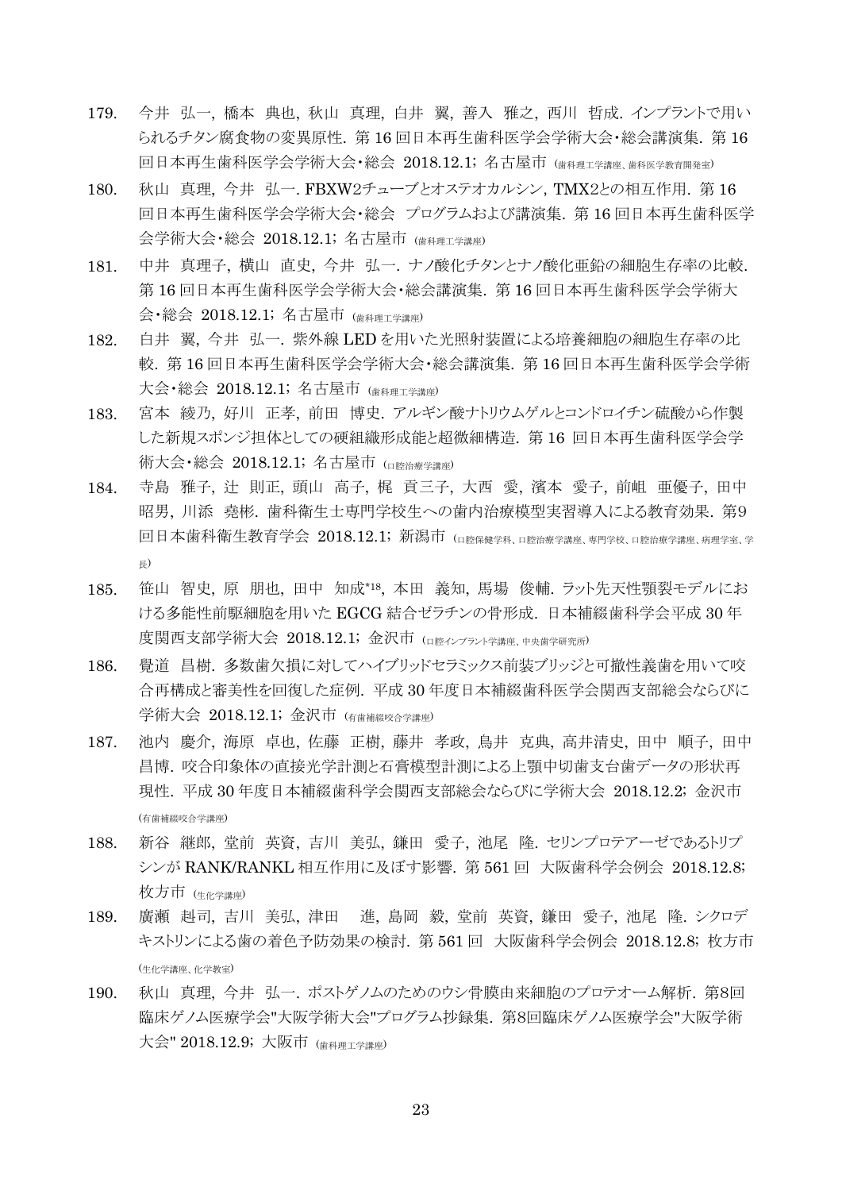179. 今井　弘一, 橋本　典也, 秋山　真理, 白井　翼, 善入　雅之, 西川　哲成. インプラントで用いられるチタン腐食物の変異原性. 第 16 回日本再生歯科医学会学術大会・総会講演集. 第 16 回日本再生歯科医学会学術大会・総会　2018.12.1; 名古屋市 (歯科理工学講座、歯科医学教育開発室)

180. 秋山　真理, 今井　弘一. FBXW2チューブとオステオカルシン, TMX2との相互作用. 第 16 回日本再生歯科医学会学術大会・総会　プログラムおよび講演集. 第 16 回日本再生歯科医学会学術大会・総会　2018.12.1; 名古屋市 (歯科理工学講座)

181. 中井　真理子, 横山　直史, 今井　弘一. ナノ酸化チタンとナノ酸化亜鉛の細胞生存率の比較. 第 16 回日本再生歯科医学会学術大会・総会講演集. 第 16 回日本再生歯科医学会学術大会・総会　2018.12.1; 名古屋市 (歯科理工学講座)

182. 白井　翼, 今井　弘一. 紫外線 LED を用いた光照射装置による培養細胞の細胞生存率の比較. 第 16 回日本再生歯科医学会学術大会・総会講演集. 第 16 回日本再生歯科医学会学術大会・総会　2018.12.1; 名古屋市 (歯科理工学講座)

183. 宮本　綾乃, 好川　正孝, 前田　博史. アルギン酸ナトリウムゲルとコンドロイチン硫酸から作製した新規スポンジ担体としての硬組織形成能と超微細構造. 第 16　回日本再生歯科医学会学術大会・総会　2018.12.1; 名古屋市 (口腔治療学講座)

184. 寺島　雅子, 辻　則正, 頭山　高子, 梶　貢三子, 大西　愛, 濱本　愛子, 前岨　亜優子, 田中　昭男, 川添　堯彬. 歯科衛生士専門学校生への歯内治療模型実習導入による教育効果. 第9回日本歯科衛生教育学会　2018.12.1; 新潟市 (口腔保健学科、口腔治療学講座、専門学校、口腔治療学講座、病理学室、学長)

185. 笹山　智史, 原　朋也, 田中　知成*[18], 本田　義知, 馬場　俊輔. ラット先天性顎裂モデルにおける多能性前駆細胞を用いた EGCG 結合ゼラチンの骨形成. 日本補綴歯科学会平成 30 年度関西支部学術大会　2018.12.1; 金沢市 (口腔インプラント学講座、中央歯学研究所)

186. 覺道　昌樹. 多数歯欠損に対してハイブリッドセラミックス前装ブリッジと可撤性義歯を用いて咬合再構成と審美性を回復した症例. 平成 30 年度日本補綴歯科医学会関西支部総会ならびに学術大会　2018.12.1; 金沢市 (有歯補綴咬合学講座)

187. 池内　慶介, 海原　卓也, 佐藤　正樹, 藤井　孝政, 鳥井　克典, 高井清史, 田中　順子, 田中　昌博. 咬合印象体の直接光学計測と石膏模型計測による上顎中切歯支台歯データの形状再現性. 平成 30 年度日本補綴歯科学会関西支部総会ならびに学術大会　2018.12.2; 金沢市 (有歯補綴咬合学講座)

188. 新谷　継郎, 堂前　英資, 吉川　美弘, 鎌田　愛子, 池尾　隆. セリンプロテアーゼであるトリプシンが RANK/RANKL 相互作用に及ぼす影響. 第 561 回　大阪歯科学会例会　2018.12.8; 枚方市 (生化学講座)

189. 廣瀬　赳司, 吉川　美弘, 津田　　進, 島岡　毅, 堂前　英資, 鎌田　愛子, 池尾　隆. シクロデキストリンによる歯の着色予防効果の検討. 第 561 回　大阪歯科学会例会　2018.12.8; 枚方市 (生化学講座、化学教室)

190. 秋山　真理, 今井　弘一. ポストゲノムのためのウシ骨膜由来細胞のプロテオーム解析. 第8回臨床ゲノム医療学会"大阪学術大会"プログラム抄録集. 第8回臨床ゲノム医療学会"大阪学術大会" 2018.12.9; 大阪市 (歯科理工学講座)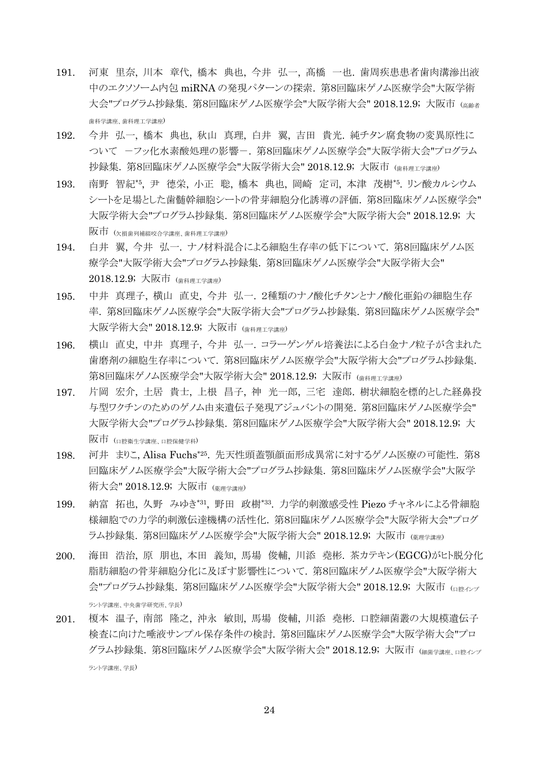191. 河東 里奈, 川本 章代, 橋本 典也, 今井 弘一, 髙橋 一也. 歯周疾患患者歯肉溝滲出液中のエクソソーム内包 miRNA の発現パターンの探索. 第8回臨床ゲノム医療学会"大阪学術大会"プログラム抄録集. 第8回臨床ゲノム医療学会"大阪学術大会" 2018.12.9; 大阪市 (高齢者歯科学講座、歯科理工学講座)

192. 今井 弘一, 橋本 典也, 秋山 真理, 白井 翼, 吉田 貴光. 純チタン腐食物の変異原性について －フッ化水素酸処理の影響－. 第8回臨床ゲノム医療学会"大阪学術大会"プログラム抄録集. 第8回臨床ゲノム医療学会"大阪学術大会" 2018.12.9; 大阪市 (歯科理工学講座)

193. 南野 智紀[*5], 尹 徳栄, 小正 聡, 橋本 典也, 岡崎 定司, 本津 茂樹[*5]. リン酸カルシウムシートを足場とした歯髄幹細胞シートの骨芽細胞分化誘導の評価. 第8回臨床ゲノム医療学会"大阪学術大会"プログラム抄録集. 第8回臨床ゲノム医療学会"大阪学術大会" 2018.12.9; 大阪市 (欠損歯列補綴咬合学講座、歯科理工学講座)

194. 白井 翼, 今井 弘一. ナノ材料混合による細胞生存率の低下について. 第8回臨床ゲノム医療学会"大阪学術大会"プログラム抄録集. 第8回臨床ゲノム医療学会"大阪学術大会" 2018.12.9; 大阪市 (歯科理工学講座)

195. 中井 真理子, 横山 直史, 今井 弘一. 2種類のナノ酸化チタンとナノ酸化亜鉛の細胞生存率. 第8回臨床ゲノム医療学会"大阪学術大会"プログラム抄録集. 第8回臨床ゲノム医療学会"大阪学術大会" 2018.12.9; 大阪市 (歯科理工学講座)

196. 横山 直史, 中井 真理子, 今井 弘一. コラーゲンゲル培養法による白金ナノ粒子が含まれた歯磨剤の細胞生存率について. 第8回臨床ゲノム医療学会"大阪学術大会"プログラム抄録集. 第8回臨床ゲノム医療学会"大阪学術大会" 2018.12.9; 大阪市 (歯科理工学講座)

197. 片岡 宏介, 土居 貴士, 上根 昌子, 神 光一郎, 三宅 達郎. 樹状細胞を標的とした経鼻投与型ワクチンのためのゲノム由来遺伝子発現アジュバントの開発. 第8回臨床ゲノム医療学会"大阪学術大会"プログラム抄録集. 第8回臨床ゲノム医療学会"大阪学術大会" 2018.12.9; 大阪市 (口腔衛生学講座、口腔保健学科)

198. 河井 まりこ, Alisa Fuchs[*25]. 先天性頭蓋顎顔面形成異常に対するゲノム医療の可能性. 第8回臨床ゲノム医療学会"大阪学術大会"プログラム抄録集. 第8回臨床ゲノム医療学会"大阪学術大会" 2018.12.9; 大阪市 (薬理学講座)

199. 納富 拓也, 久野 みゆき[*31], 野田 政樹[*33]. 力学的刺激感受性 Piezo チャネルによる骨細胞様細胞での力学的刺激伝達機構の活性化. 第8回臨床ゲノム医療学会"大阪学術大会"プログラム抄録集. 第8回臨床ゲノム医療学会"大阪学術大会" 2018.12.9; 大阪市 (薬理学講座)

200. 海田 浩治, 原 朋也, 本田 義知, 馬場 俊輔, 川添 堯彬. 茶カテキン(EGCG)がヒト脱分化脂肪細胞の骨芽細胞分化に及ぼす影響性について. 第8回臨床ゲノム医療学会"大阪学術大会"プログラム抄録集. 第8回臨床ゲノム医療学会"大阪学術大会" 2018.12.9; 大阪市 (口腔インプラント学講座、中央歯学研究所、学長)

201. 榎本 温子, 南部 隆之, 沖永 敏則, 馬場 俊輔, 川添 堯彬. 口腔細菌叢の大規模遺伝子検査に向けた唾液サンプル保存条件の検討. 第8回臨床ゲノム医療学会"大阪学術大会"プログラム抄録集. 第8回臨床ゲノム医療学会"大阪学術大会" 2018.12.9; 大阪市 (細菌学講座、口腔インプラント学講座、学長)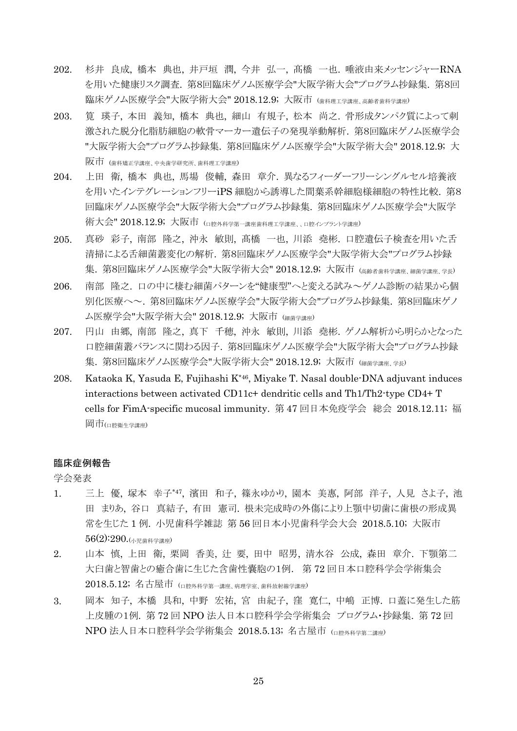202. 杉井 良成, 橋本 典也, 井戸垣 潤, 今井 弘一, 髙橋 一也. 唾液由来メッセンジャーRNAを用いた健康リスク調査. 第8回臨床ゲノム医療学会"大阪学術大会"プログラム抄録集. 第8回臨床ゲノム医療学会"大阪学術大会" 2018.12.9; 大阪市 (歯科理工学講座、高齢者歯科学講座)

203. 筧 瑛子, 本田 義知, 橋本 典也, 細山 有規子, 松本 尚之. 骨形成タンパク質によって刺激された脱分化脂肪細胞の軟骨マーカー遺伝子の発現挙動解析. 第8回臨床ゲノム医療学会"大阪学術大会"プログラム抄録集. 第8回臨床ゲノム医療学会"大阪学術大会" 2018.12.9; 大阪市 (歯科矯正学講座、中央歯学研究所、歯科理工学講座)

204. 上田 衛, 橋本 典也, 馬場 俊輔, 森田 章介. 異なるフィーダーフリーシングルセル培養液を用いたインテグレーションフリーiPS 細胞から誘導した間葉系幹細胞様細胞の特性比較. 第8回臨床ゲノム医療学会"大阪学術大会"プログラム抄録集. 第8回臨床ゲノム医療学会"大阪学術大会" 2018.12.9; 大阪市 (口腔外科学第一講座歯科理工学講座、、口腔インプラント学講座)

205. 真砂 彩子, 南部 隆之, 沖永 敏則, 髙橋 一也, 川添 堯彬. 口腔遺伝子検査を用いた舌清掃による舌細菌叢変化の解析. 第8回臨床ゲノム医療学会"大阪学術大会"プログラム抄録集. 第8回臨床ゲノム医療学会"大阪学術大会" 2018.12.9; 大阪市 (高齢者歯科学講座、細菌学講座、学長)

206. 南部 隆之. 口の中に棲む細菌パターンを"健康型"へと変える試み～ゲノム診断の結果から個別化医療へ～. 第8回臨床ゲノム医療学会"大阪学術大会"プログラム抄録集. 第8回臨床ゲノム医療学会"大阪学術大会" 2018.12.9; 大阪市 (細菌学講座)

207. 円山 由郷, 南部 隆之, 真下 千穂, 沖永 敏則, 川添 堯彬. ゲノム解析から明らかとなった口腔細菌叢バランスに関わる因子. 第8回臨床ゲノム医療学会"大阪学術大会"プログラム抄録集. 第8回臨床ゲノム医療学会"大阪学術大会" 2018.12.9; 大阪市 (細菌学講座、学長)

208. Kataoka K, Yasuda E, Fujihashi K*46, Miyake T. Nasal double-DNA adjuvant induces interactions between activated CD11c+ dendritic cells and Th1/Th2-type CD4+ T cells for FimA-specific mucosal immunity. 第 47 回日本免疫学会 総会 2018.12.11; 福岡市(口腔衛生学講座)

## 臨床症例報告

学会発表

1. 三上 優, 塚本 幸子*47, 濱田 和子, 篠永ゆかり, 園本 美惠, 阿部 洋子, 人見 さよ子, 池田 まりあ, 谷口 真結子, 有田 憲司. 根未完成時の外傷により上顎中切歯に歯根の形成異常を生じた 1 例. 小児歯科学雑誌 第 56 回日本小児歯科学会大会 2018.5.10; 大阪市 56(2):290.(小児歯科学講座)

2. 山本 慎, 上田 衛, 栗岡 香美, 辻 要, 田中 昭男, 清水谷 公成, 森田 章介. 下顎第二大臼歯と智歯との癒合歯に生じた含歯性嚢胞の1例. 第 72 回日本口腔科学会学術集会 2018.5.12; 名古屋市 (口腔外科学第一講座、病理学室、歯科放射線学講座)

3. 岡本 知子, 本橋 具和, 中野 宏祐, 宮 由紀子, 窪 寛仁, 中嶋 正博. 口蓋に発生した筋上皮腫の1例. 第 72 回 NPO 法人日本口腔科学会学術集会 プログラム・抄録集. 第 72 回 NPO 法人日本口腔科学会学術集会 2018.5.13; 名古屋市 (口腔外科学第二講座)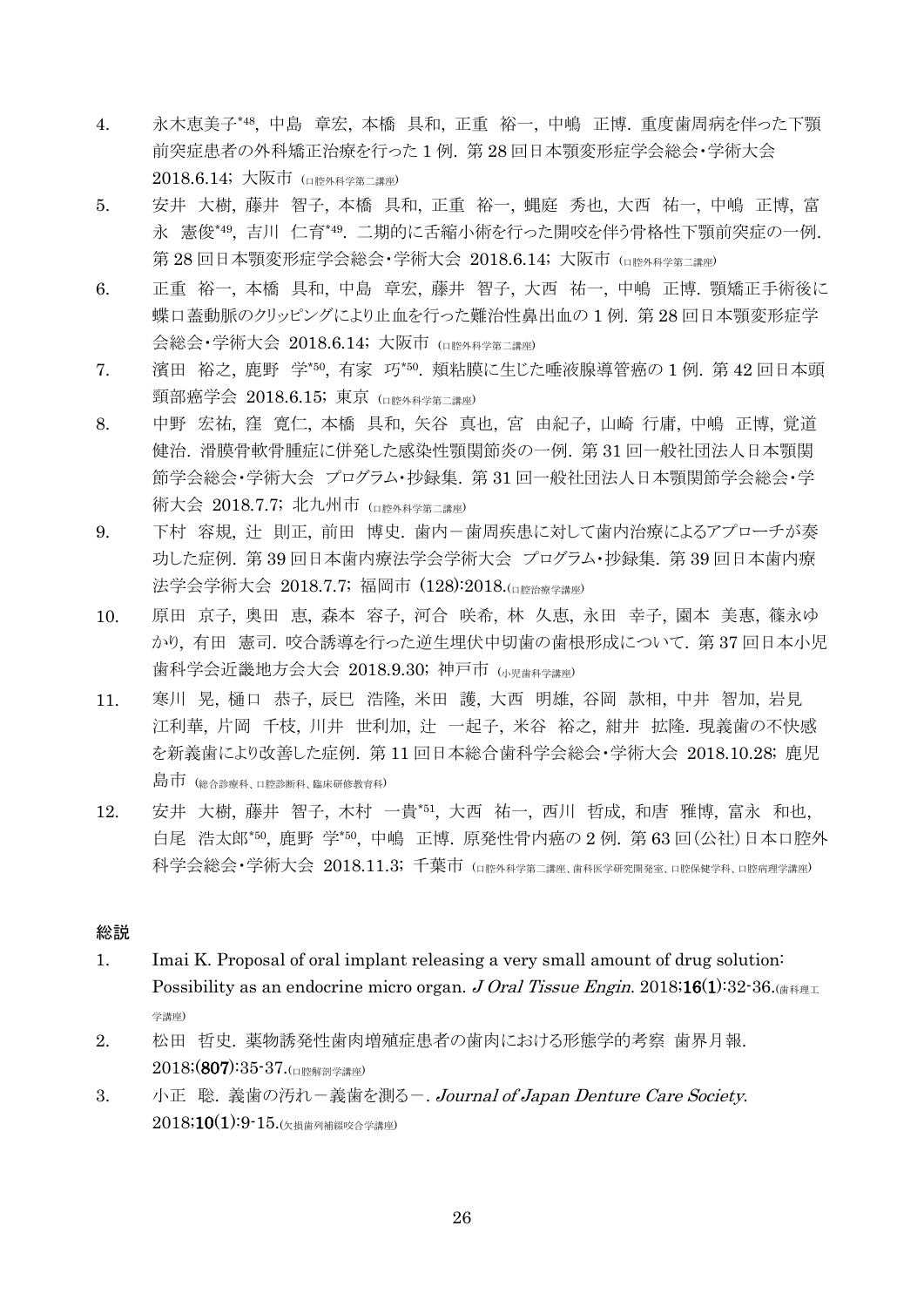4. 永木恵美子[*48], 中島 章宏, 本橋 具和, 正重 裕一, 中嶋 正博. 重度歯周病を伴った下顎前突症患者の外科矯正治療を行った 1 例. 第 28 回日本顎変形症学会総会・学術大会 2018.6.14; 大阪市 (口腔外科学第二講座)
5. 安井 大樹, 藤井 智子, 本橋 具和, 正重 裕一, 蝿庭 秀也, 大西 祐一, 中嶋 正博, 富永 憲俊[*49], 吉川 仁育[*49]. 二期的に舌縮小術を行った開咬を伴う骨格性下顎前突症の一例. 第 28 回日本顎変形症学会総会・学術大会 2018.6.14; 大阪市 (口腔外科学第二講座)
6. 正重 裕一, 本橋 具和, 中島 章宏, 藤井 智子, 大西 祐一, 中嶋 正博. 顎矯正手術後に蝶口蓋動脈のクリッピングにより止血を行った難治性鼻出血の 1 例. 第 28 回日本顎変形症学会総会・学術大会 2018.6.14; 大阪市 (口腔外科学第二講座)
7. 濱田 裕之, 鹿野 学[*50], 有家 巧[*50]. 頬粘膜に生じた唾液腺導管癌の 1 例. 第 42 回日本頭頸部癌学会 2018.6.15; 東京 (口腔外科学第二講座)
8. 中野 宏祐, 窪 寛仁, 本橋 具和, 矢谷 真也, 宮 由紀子, 山崎 行庸, 中嶋 正博, 覚道 健治. 滑膜骨軟骨腫症に併発した感染性顎関節炎の一例. 第 31 回一般社団法人日本顎関節学会総会・学術大会 プログラム・抄録集. 第 31 回一般社団法人日本顎関節学会総会・学術大会 2018.7.7; 北九州市 (口腔外科学第二講座)
9. 下村 容規, 辻 則正, 前田 博史. 歯内－歯周疾患に対して歯内治療によるアプローチが奏功した症例. 第 39 回日本歯内療法学会学術大会 プログラム・抄録集. 第 39 回日本歯内療法学会学術大会 2018.7.7; 福岡市 (128):2018.(口腔治療学講座)
10. 原田 京子, 奥田 恵, 森本 容子, 河合 咲希, 林 久恵, 永田 幸子, 園本 美惠, 篠永ゆかり, 有田 憲司. 咬合誘導を行った逆生埋伏中切歯の歯根形成について. 第 37 回日本小児歯科学会近畿地方会大会 2018.9.30; 神戸市 (小児歯科学講座)
11. 寒川 晃, 樋口 恭子, 辰巳 浩隆, 米田 護, 大西 明雄, 谷岡 款相, 中井 智加, 岩見 江利華, 片岡 千枝, 川井 世利加, 辻 一起子, 米谷 裕之, 紺井 拡隆. 現義歯の不快感を新義歯により改善した症例. 第 11 回日本総合歯科学会総会・学術大会 2018.10.28; 鹿児島市 (総合診療科、口腔診断科、臨床研修教育科)
12. 安井 大樹, 藤井 智子, 木村 一貴[*51], 大西 祐一, 西川 哲成, 和唐 雅博, 富永 和也, 白尾 浩太郎[*50], 鹿野 学[*50], 中嶋 正博. 原発性骨内癌の 2 例. 第 63 回(公社)日本口腔外科学会総会・学術大会 2018.11.3; 千葉市 (口腔外科学第二講座、歯科医学研究開発室、口腔保健学科、口腔病理学講座)

## 総説

1. Imai K. Proposal of oral implant releasing a very small amount of drug solution: Possibility as an endocrine micro organ. *J Oral Tissue Engin*. 2018;**16(1)**:32-36.(歯科理工学講座)
2. 松田 哲史. 薬物誘発性歯肉増殖症患者の歯肉における形態学的考察 歯界月報. 2018;(**807**):35-37.(口腔解剖学講座)
3. 小正 聡. 義歯の汚れ－義歯を測る－. *Journal of Japan Denture Care Society*. 2018;**10(1)**:9-15.(欠損歯列補綴咬合学講座)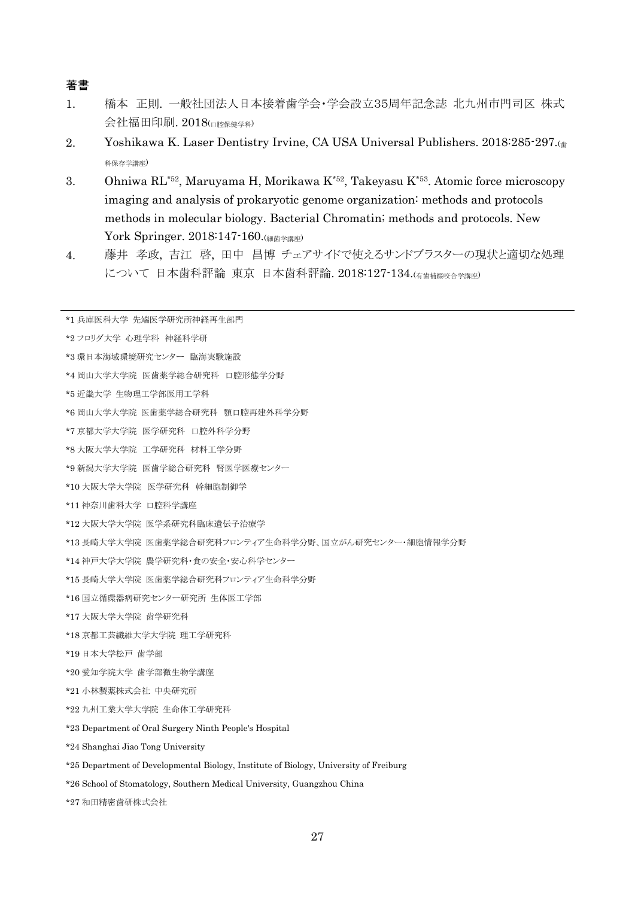## 著書

1. 橋本　正則. 一般社団法人日本接着歯学会・学会設立35周年記念誌 北九州市門司区 株式会社福田印刷. 2018(口腔保健学科)
2. Yoshikawa K. Laser Dentistry Irvine, CA USA Universal Publishers. 2018:285-297.(歯科保存学講座)
3. Ohniwa RL[*52], Maruyama H, Morikawa K[*52], Takeyasu K[*53]. Atomic force microscopy imaging and analysis of prokaryotic genome organization: methods and protocols methods in molecular biology. Bacterial Chromatin; methods and protocols. New York Springer. 2018:147-160.(細菌学講座)
4. 藤井　孝政, 吉江　啓, 田中　昌博 チェアサイドで使えるサンドブラスターの現状と適切な処理について 日本歯科評論 東京 日本歯科評論. 2018:127-134.(有歯補綴咬合学講座)

---

*1 兵庫医科大学 先端医学研究所神経再生部門

*2 フロリダ大学 心理学科 神経科学研

*3 環日本海域環境研究センター 臨海実験施設

*4 岡山大学大学院 医歯薬学総合研究科 口腔形態学分野

*5 近畿大学 生物理工学部医用工学科

*6 岡山大学大学院 医歯薬学総合研究科 顎口腔再建外科学分野

*7 京都大学大学院 医学研究科 口腔外科学分野

*8 大阪大学大学院 工学研究科 材料工学分野

*9 新潟大学大学院 医歯学総合研究科 腎医学医療センター

*10 大阪大学大学院 医学研究科 幹細胞制御学

*11 神奈川歯科大学 口腔科学講座

*12 大阪大学大学院 医学系研究科臨床遺伝子治療学

*13 長崎大学大学院 医歯薬学総合研究科フロンティア生命科学分野、国立がん研究センター・細胞情報学分野

*14 神戸大学大学院 農学研究科・食の安全・安心科学センター

*15 長崎大学大学院 医歯薬学総合研究科フロンティア生命科学分野

*16 国立循環器病研究センター研究所 生体医工学部

*17 大阪大学大学院 歯学研究科

*18 京都工芸繊維大学大学院 理工学研究科

*19 日本大学松戸 歯学部

*20 愛知学院大学 歯学部微生物学講座

*21 小林製薬株式会社 中央研究所

*22 九州工業大学大学院 生命体工学研究科

*23 Department of Oral Surgery Ninth People's Hospital

*24 Shanghai Jiao Tong University

*25 Department of Developmental Biology, Institute of Biology, University of Freiburg

*26 School of Stomatology, Southern Medical University, Guangzhou China

*27 和田精密歯研株式会社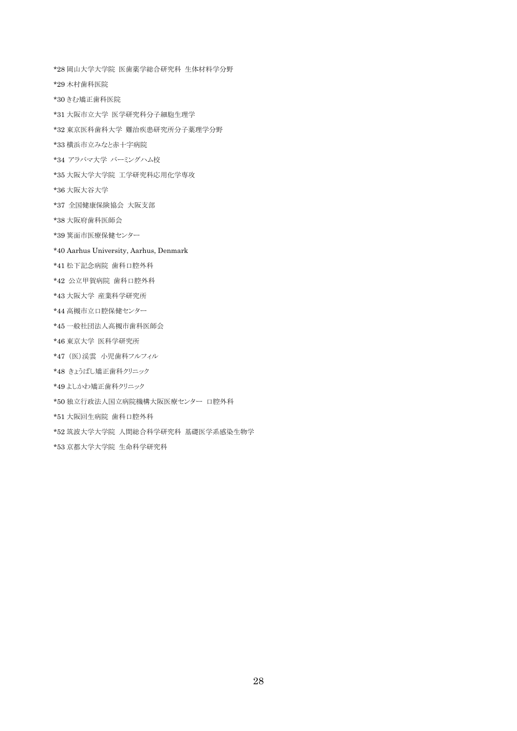*28 岡山大学大学院 医歯薬学総合研究科 生体材料学分野

*29 木村歯科医院

*30 きむ矯正歯科医院

*31 大阪市立大学 医学研究科分子細胞生理学

*32 東京医科歯科大学 難治疾患研究所分子薬理学分野

*33 横浜市立みなと赤十字病院

*34 アラバマ大学 バーミングハム校

*35 大阪大学大学院 工学研究科応用化学専攻

*36 大阪大谷大学

*37 全国健康保険協会 大阪支部

*38 大阪府歯科医師会

*39 箕面市医療保健センター

*40 Aarhus University, Aarhus, Denmark

*41 松下記念病院 歯科口腔外科

*42 公立甲賀病院 歯科口腔外科

*43 大阪大学 産業科学研究所

*44 高槻市立口腔保健センター

*45 一般社団法人高槻市歯科医師会

*46 東京大学 医科学研究所

*47（医)渓雲 小児歯科フルフィル

*48 きょうばし矯正歯科クリニック

*49 よしかわ矯正歯科クリニック

*50 独立行政法人国立病院機構大阪医療センター 口腔外科

*51 大阪回生病院 歯科口腔外科

*52 筑波大学大学院 人間総合科学研究科 基礎医学系感染生物学

*53 京都大学大学院 生命科学研究科